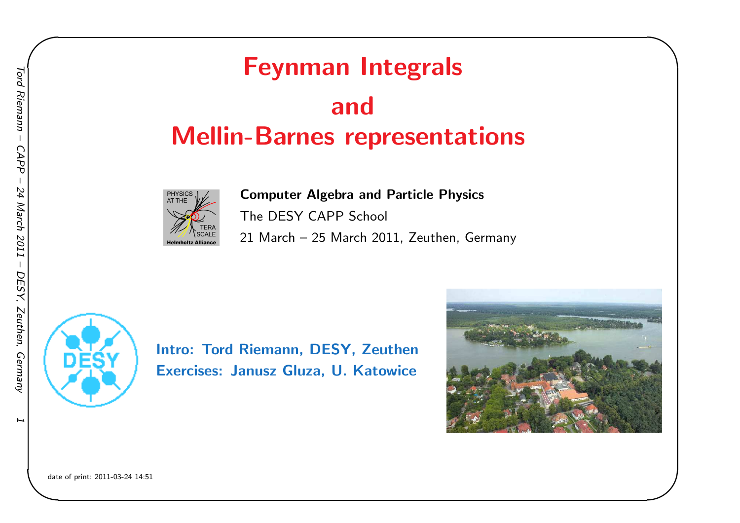# Feynman Integrals and Mellin-Barnes representations

**Computer Algebra and Particle Physics**

The DESY CAPP School

21 March – 25 March 2011, Zeuthen, Germany

**Intro: Tord Riemann, DESY, Zeuthen**

**Exercises: Janusz Gluza, U. Katowice**

date of print: 2011-03-24 14:51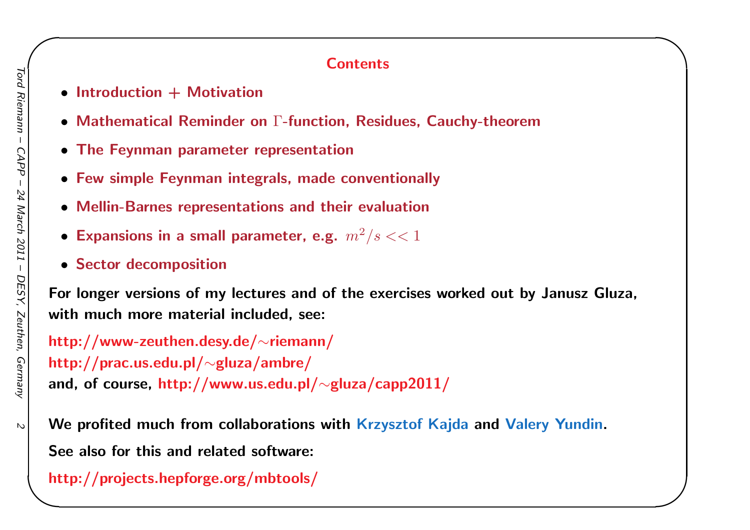## Contents

- **Introduction + Motivation**
- **Mathematical Reminder on $\Gamma$-function, Residues, Cauchy-theorem**
- **The Feynman parameter representation**
- **Few simple Feynman integrals, made conventionally**
- **Mellin-Barnes representations and their evaluation**
- **Expansions in a small parameter, e.g. $m^2/s << 1$**
- **Sector decomposition**

**For longer versions of my lectures and of the exercises worked out by Janusz Gluza, with much more material included, see:**

**http://www-zeuthen.desy.de/~riemann/**
**http://prac.us.edu.pl/~gluza/ambre/**
**and, of course, http://www.us.edu.pl/~gluza/capp2011/**

**We profited much from collaborations with Krzysztof Kajda and Valery Yundin.**

**See also for this and related software:**

**http://projects.hepforge.org/mbtools/**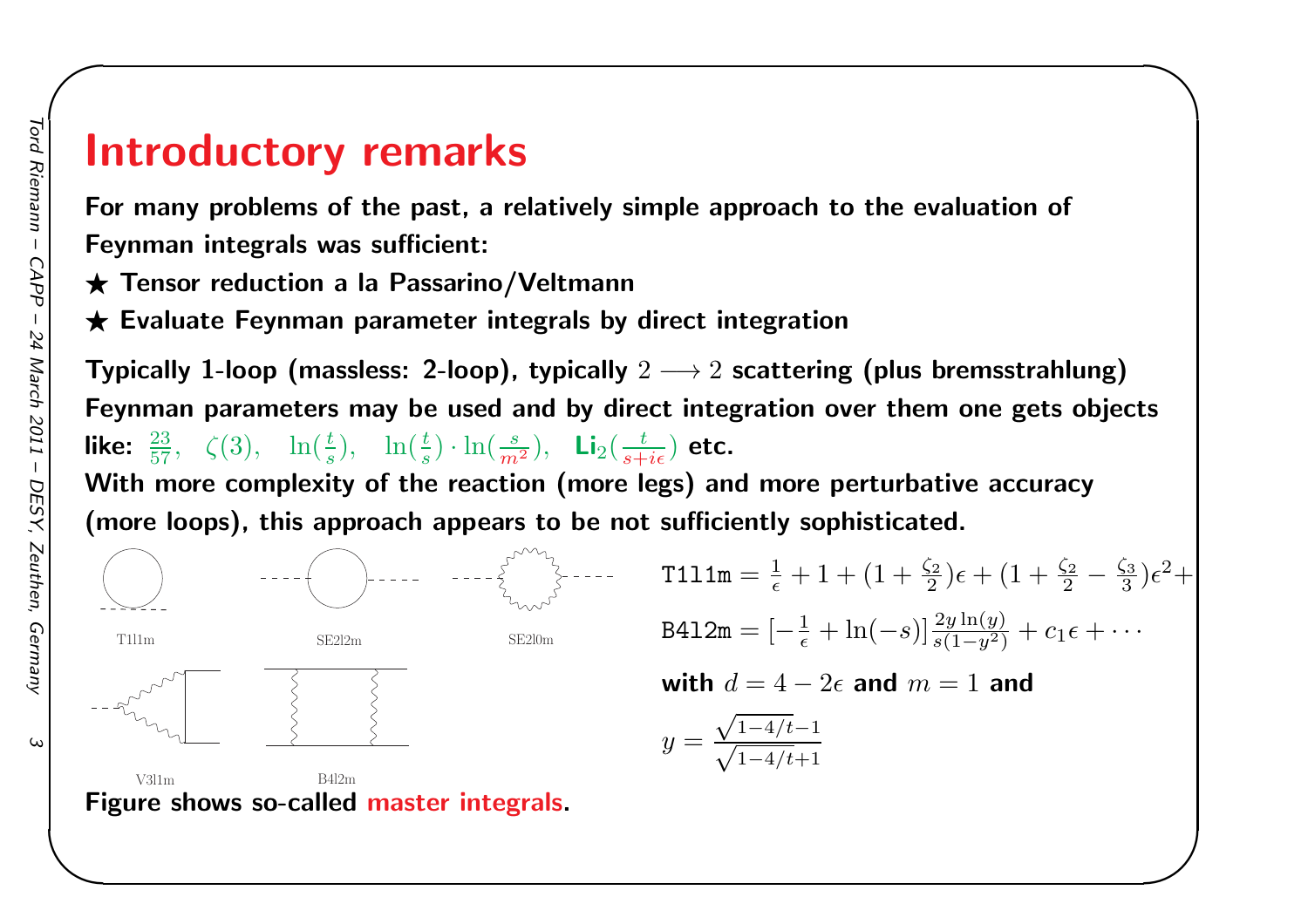# Introductory remarks

**For many problems of the past, a relatively simple approach to the evaluation of Feynman integrals was sufficient:**

★ **Tensor reduction a la Passarino/Veltmann**

★ **Evaluate Feynman parameter integrals by direct integration**

**Typically 1-loop (massless: 2-loop), typically $2 \longrightarrow 2$ scattering (plus bremsstrahlung)**

**Feynman parameters may be used and by direct integration over them one gets objects like:** $\frac{23}{57}$, $\zeta(3)$, $\ln(\frac{t}{s})$, $\ln(\frac{t}{s}) \cdot \ln(\frac{s}{m^2})$, $\mathrm{Li}_2(\frac{t}{s+i\epsilon})$ **etc.**

**With more complexity of the reaction (more legs) and more perturbative accuracy (more loops), this approach appears to be not sufficiently sophisticated.**

T1l1m SE2l2m SE2l0m

V3l1m B4l2m

**Figure shows so-called master integrals.**

$$\mathtt{T1l1m} = \frac{1}{\epsilon} + 1 + (1 + \frac{\zeta_2}{2})\epsilon + (1 + \frac{\zeta_2}{2} - \frac{\zeta_3}{3})\epsilon^2 +$$

$$\mathtt{B4l2m} = [-\frac{1}{\epsilon} + \ln(-s)]\frac{2y\ln(y)}{s(1-y^2)} + c_1\epsilon + \cdots$$

**with** $d = 4 - 2\epsilon$ **and** $m = 1$ **and**

$$y = \frac{\sqrt{1-4/t}-1}{\sqrt{1-4/t}+1}$$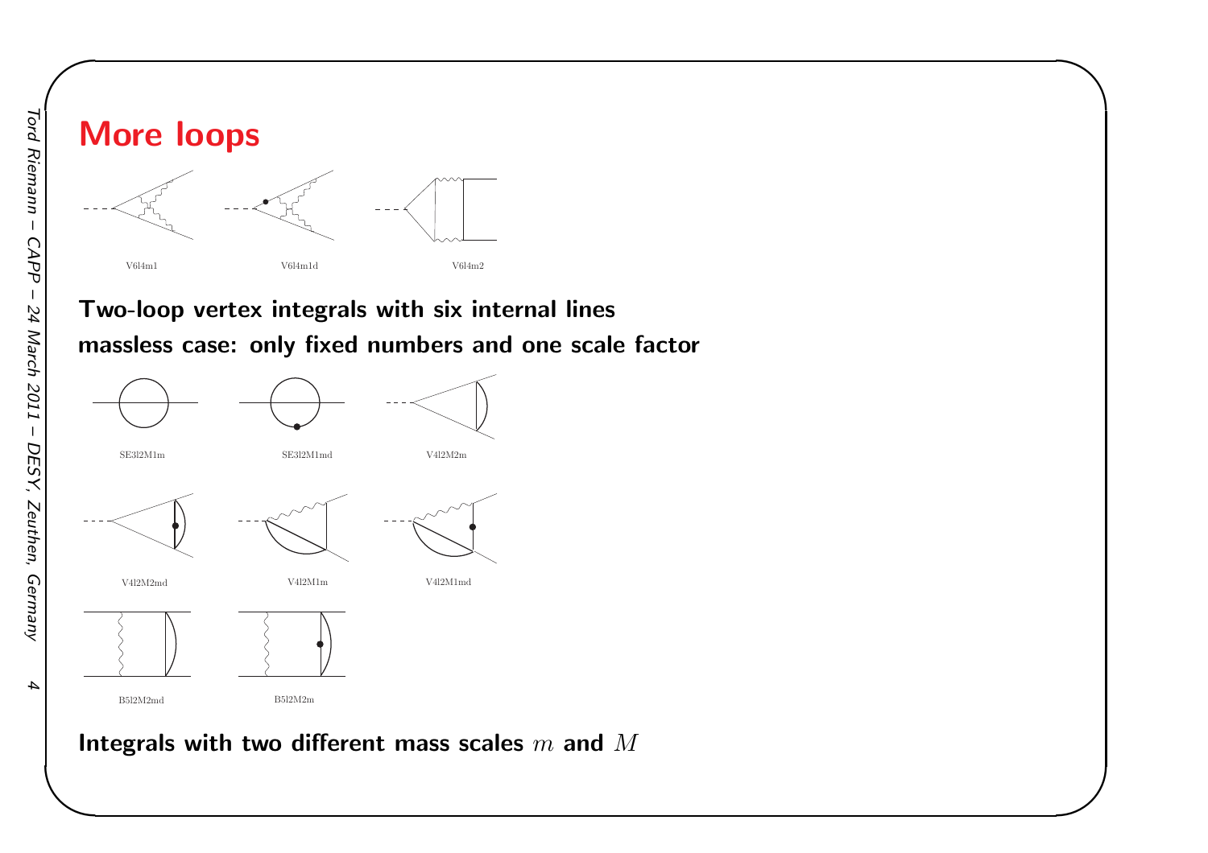# More loops

V6l4m1 V6l4m1d V6l4m2

**Two-loop vertex integrals with six internal lines**

**massless case: only fixed numbers and one scale factor**

SE3l2M1m SE3l2M1md V4l2M2m

V4l2M2md V4l2M1m V4l2M1md

B5l2M2md B5l2M2m

**Integrals with two different mass scales $m$ and $M$**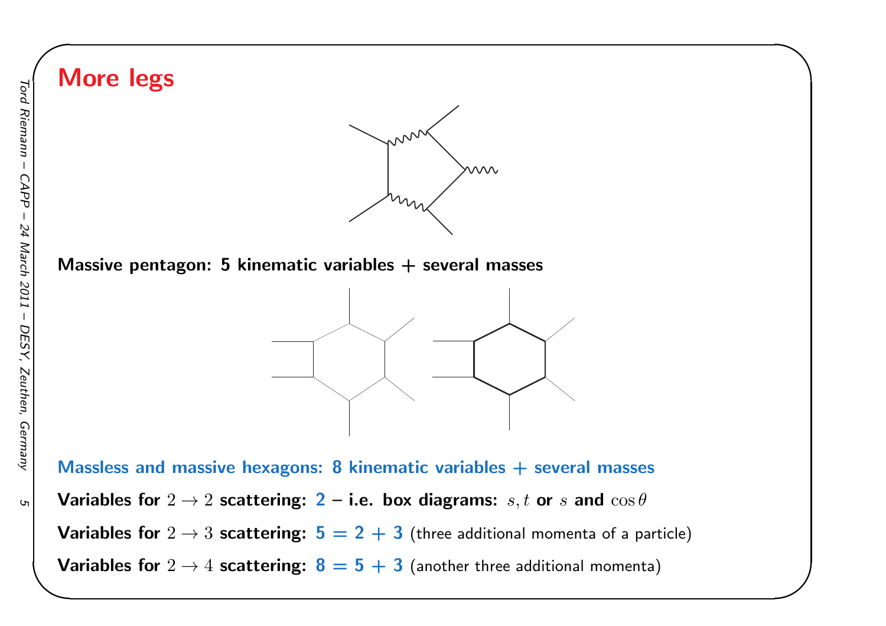# More legs

**Massive pentagon: 5 kinematic variables + several masses**

**Massless and massive hexagons: 8 kinematic variables + several masses**

**Variables for $2 \to 2$ scattering: 2 – i.e. box diagrams: $s, t$ or $s$ and $\cos\theta$**

**Variables for $2 \to 3$ scattering: 5 = 2 + 3** (three additional momenta of a particle)

**Variables for $2 \to 4$ scattering: 8 = 5 + 3** (another three additional momenta)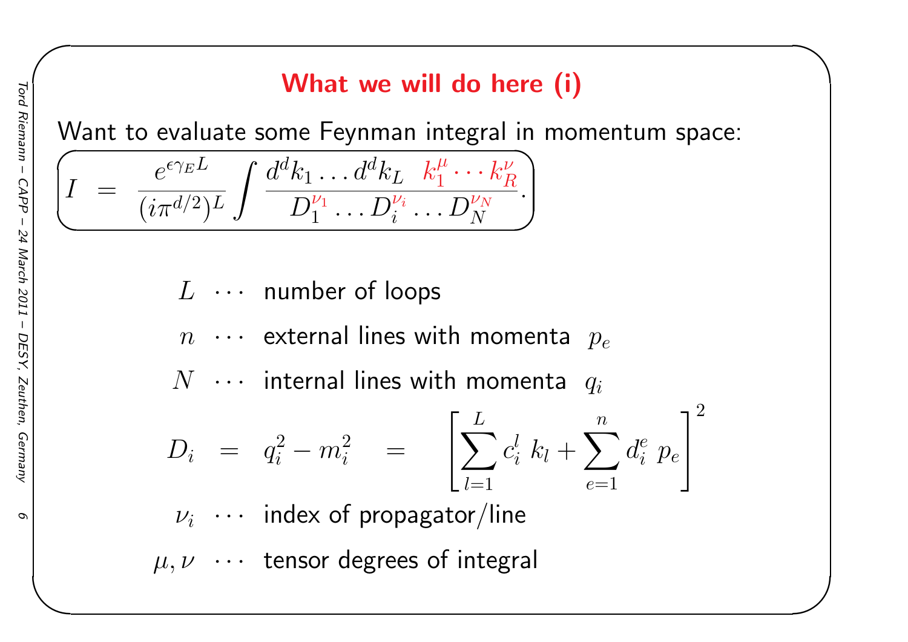# What we will do here (i)

Want to evaluate some Feynman integral in momentum space:

$$I = \frac{e^{\epsilon \gamma_E L}}{(i\pi^{d/2})^L} \int \frac{d^d k_1 \ldots d^d k_L \quad k_1^\mu \cdots k_R^\nu}{D_1^{\nu_1} \ldots D_i^{\nu_i} \ldots D_N^{\nu_N}}.$$

$L$ $\cdots$ number of loops

$n$ $\cdots$ external lines with momenta $p_e$

$N$ $\cdots$ internal lines with momenta $q_i$

$$D_i = q_i^2 - m_i^2 = \left[ \sum_{l=1}^{L} c_i^l \; k_l + \sum_{e=1}^{n} d_i^e \; p_e \right]^2$$

$\nu_i$ $\cdots$ index of propagator/line

$\mu, \nu$ $\cdots$ tensor degrees of integral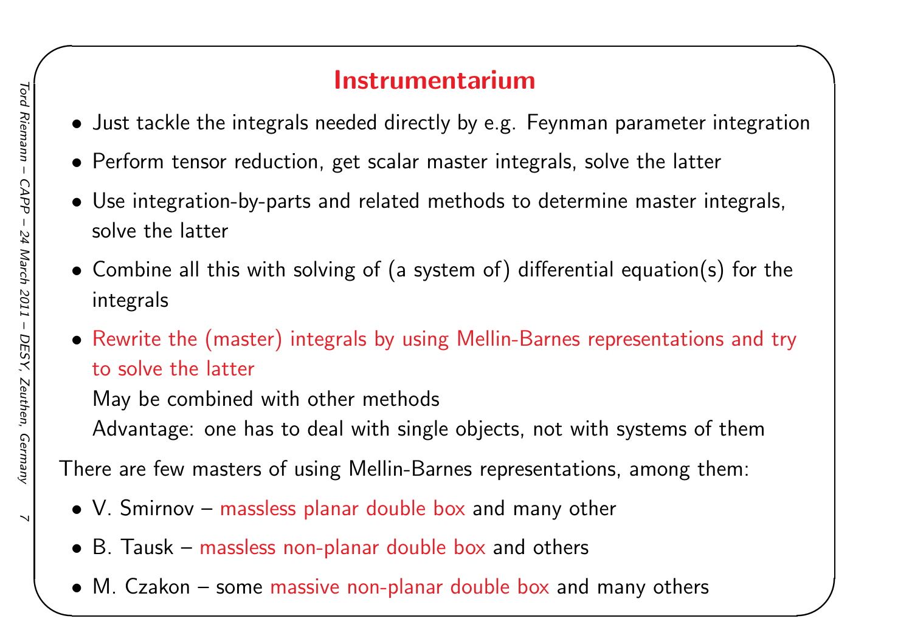# Instrumentarium

- Just tackle the integrals needed directly by e.g. Feynman parameter integration
- Perform tensor reduction, get scalar master integrals, solve the latter
- Use integration-by-parts and related methods to determine master integrals, solve the latter
- Combine all this with solving of (a system of) differential equation(s) for the integrals
- Rewrite the (master) integrals by using Mellin-Barnes representations and try to solve the latter

  May be combined with other methods

  Advantage: one has to deal with single objects, not with systems of them

There are few masters of using Mellin-Barnes representations, among them:

- V. Smirnov – massless planar double box and many other
- B. Tausk – massless non-planar double box and others
- M. Czakon – some massive non-planar double box and many others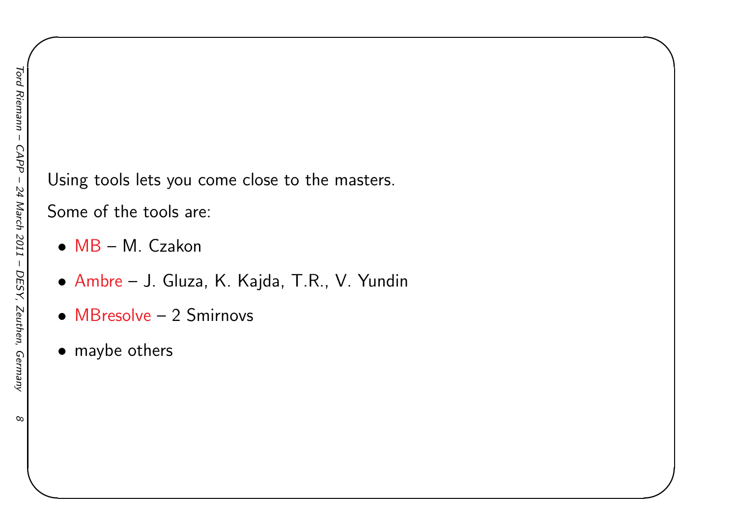Using tools lets you come close to the masters.

Some of the tools are:

- MB – M. Czakon
- Ambre – J. Gluza, K. Kajda, T.R., V. Yundin
- MBresolve – 2 Smirnovs
- maybe others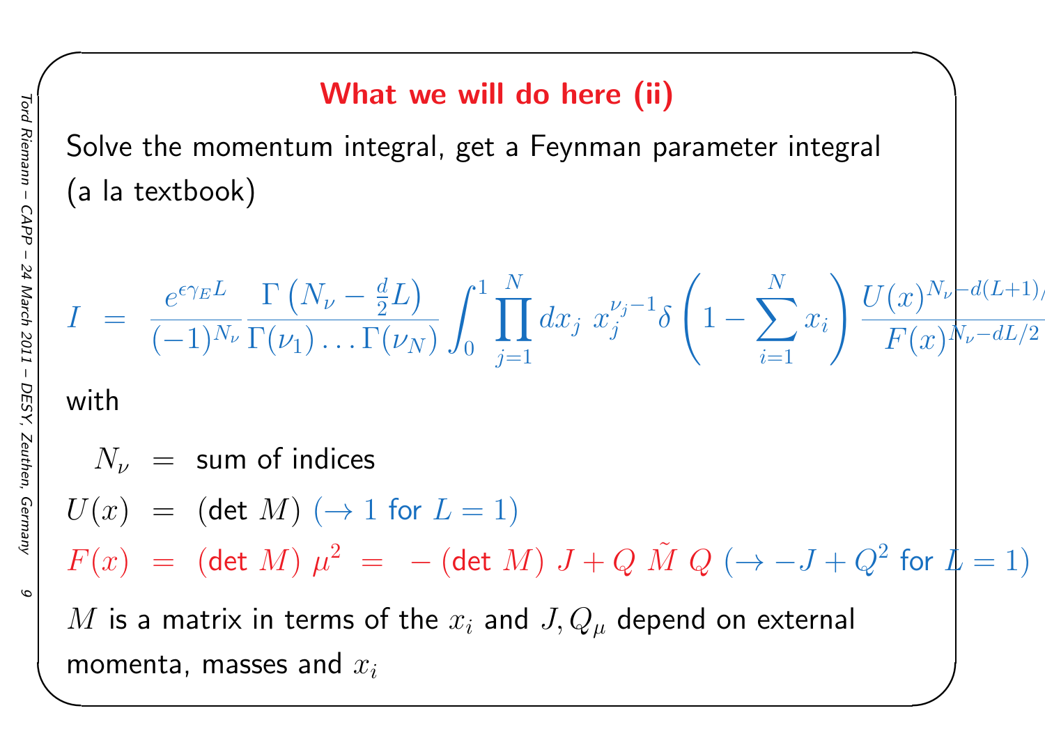# What we will do here (ii)

Solve the momentum integral, get a Feynman parameter integral (a la textbook)

$$I = \frac{e^{\epsilon \gamma_E L}}{(-1)^{N_\nu}} \frac{\Gamma\left(N_\nu - \frac{d}{2}L\right)}{\Gamma(\nu_1)\ldots\Gamma(\nu_N)} \int_0^1 \prod_{j=1}^{N} dx_j \; x_j^{\nu_j - 1} \delta\left(1 - \sum_{i=1}^{N} x_i\right) \frac{U(x)^{N_\nu - d(L+1)/2}}{F(x)^{N_\nu - dL/2}}$$

with

$$N_\nu = \text{sum of indices}$$

$$U(x) = (\det M) \; (\rightarrow 1 \text{ for } L = 1)$$

$$F(x) = (\det M)\, \mu^2 = -(\det M)\, J + Q\, \tilde{M}\, Q \; (\rightarrow -J + Q^2 \text{ for } L = 1)$$

$M$ is a matrix in terms of the $x_i$ and $J, Q_\mu$ depend on external momenta, masses and $x_i$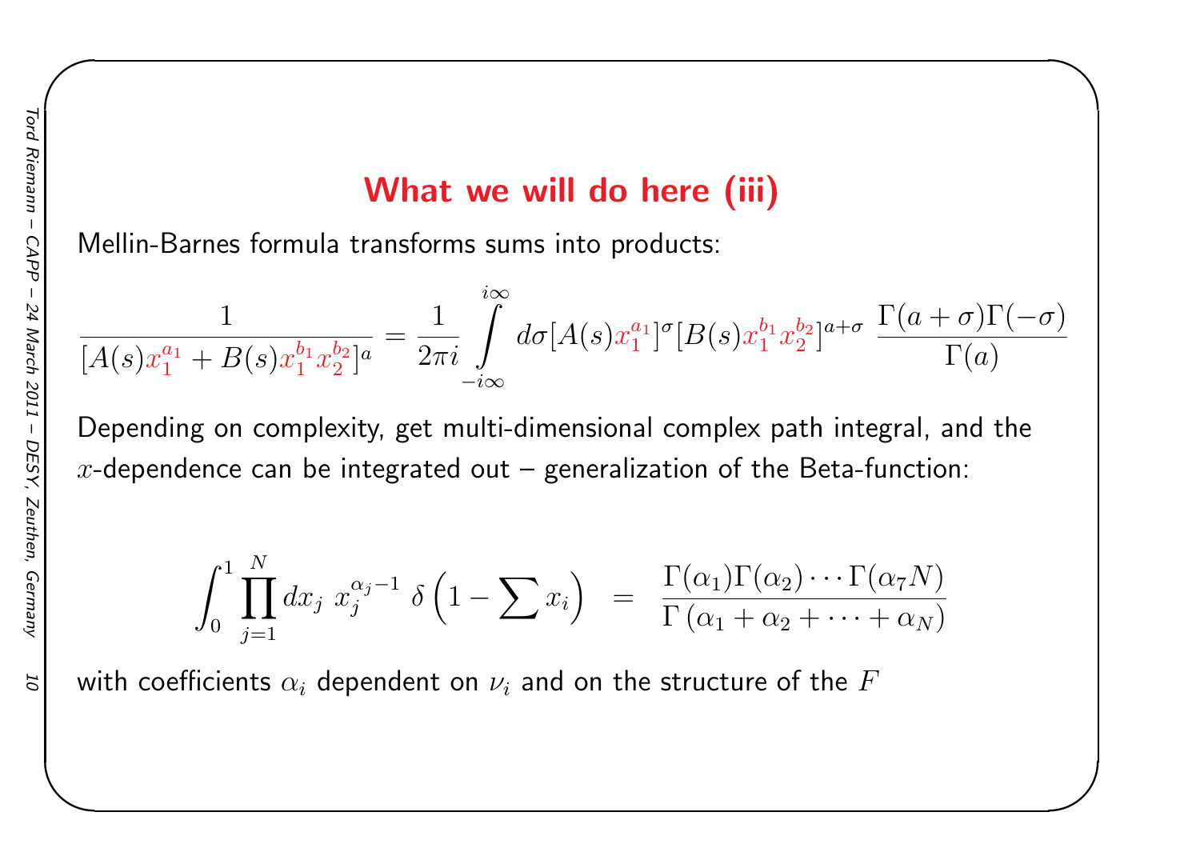## What we will do here (iii)

Mellin-Barnes formula transforms sums into products:

$$\frac{1}{[A(s)x_1^{a_1} + B(s)x_1^{b_1}x_2^{b_2}]^a} = \frac{1}{2\pi i}\int\limits_{-i\infty}^{i\infty} d\sigma [A(s)x_1^{a_1}]^\sigma [B(s)x_1^{b_1}x_2^{b_2}]^{a+\sigma} \; \frac{\Gamma(a+\sigma)\Gamma(-\sigma)}{\Gamma(a)}$$

Depending on complexity, get multi-dimensional complex path integral, and the $x$-dependence can be integrated out – generalization of the Beta-function:

$$\int_0^1 \prod_{j=1}^{N} dx_j \; x_j^{\alpha_j - 1} \; \delta\left(1 - \sum x_i\right) \;\; = \;\; \frac{\Gamma(\alpha_1)\Gamma(\alpha_2)\cdots\Gamma(\alpha_7 N)}{\Gamma\left(\alpha_1 + \alpha_2 + \cdots + \alpha_N\right)}$$

with coefficients $\alpha_i$ dependent on $\nu_i$ and on the structure of the $F$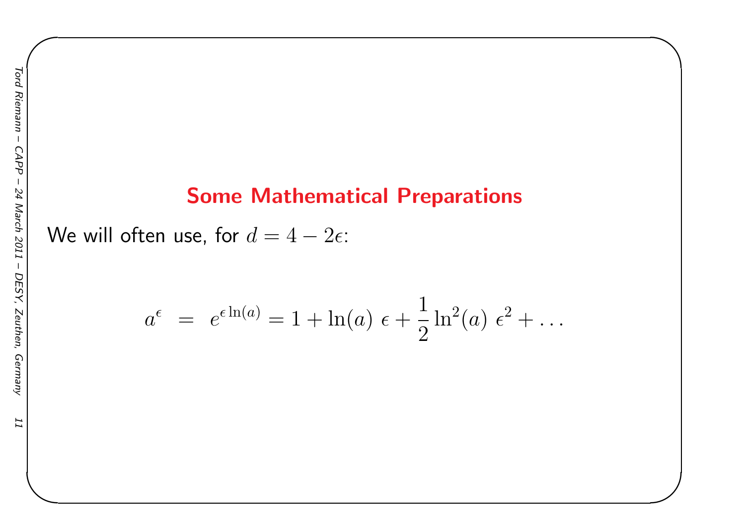## Some Mathematical Preparations

We will often use, for $d = 4 - 2\epsilon$:

$$a^{\epsilon} \;=\; e^{\epsilon \ln(a)} = 1 + \ln(a)\;\epsilon + \frac{1}{2}\ln^2(a)\;\epsilon^2 + \ldots$$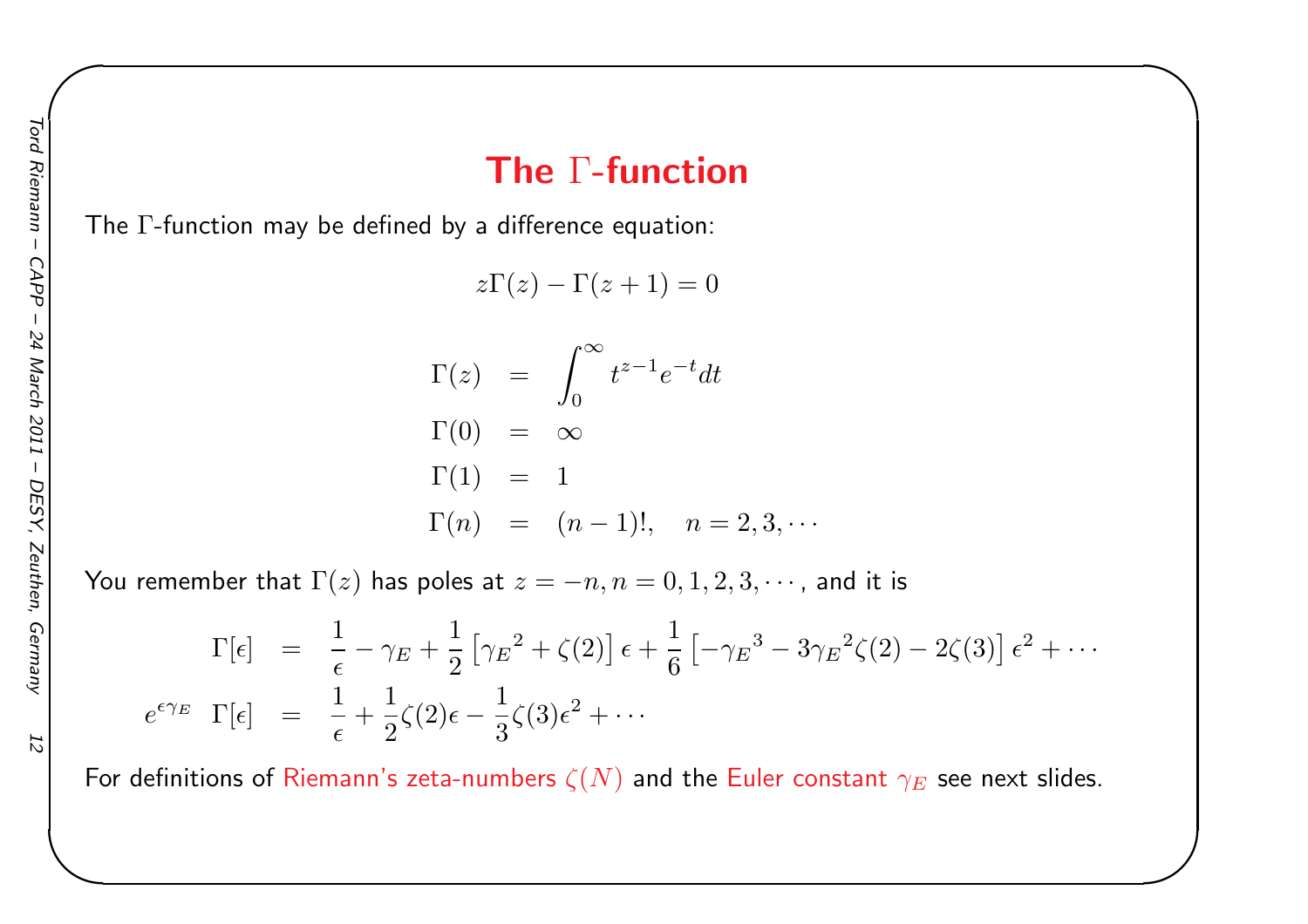# The $\Gamma$-function

The $\Gamma$-function may be defined by a difference equation:

$$z\Gamma(z) - \Gamma(z+1) = 0$$

$$\begin{aligned}
\Gamma(z) &= \int_0^\infty t^{z-1} e^{-t} dt \\
\Gamma(0) &= \infty \\
\Gamma(1) &= 1 \\
\Gamma(n) &= (n-1)!, \quad n = 2, 3, \cdots
\end{aligned}$$

You remember that $\Gamma(z)$ has poles at $z = -n, n = 0, 1, 2, 3, \cdots$, and it is

$$\begin{aligned}
\Gamma[\epsilon] &= \frac{1}{\epsilon} - \gamma_E + \frac{1}{2}\left[{\gamma_E}^2 + \zeta(2)\right]\epsilon + \frac{1}{6}\left[-{\gamma_E}^3 - 3{\gamma_E}^2\zeta(2) - 2\zeta(3)\right]\epsilon^2 + \cdots \\
e^{\epsilon\gamma_E}\ \Gamma[\epsilon] &= \frac{1}{\epsilon} + \frac{1}{2}\zeta(2)\epsilon - \frac{1}{3}\zeta(3)\epsilon^2 + \cdots
\end{aligned}$$

For definitions of Riemann's zeta-numbers $\zeta(N)$ and the Euler constant $\gamma_E$ see next slides.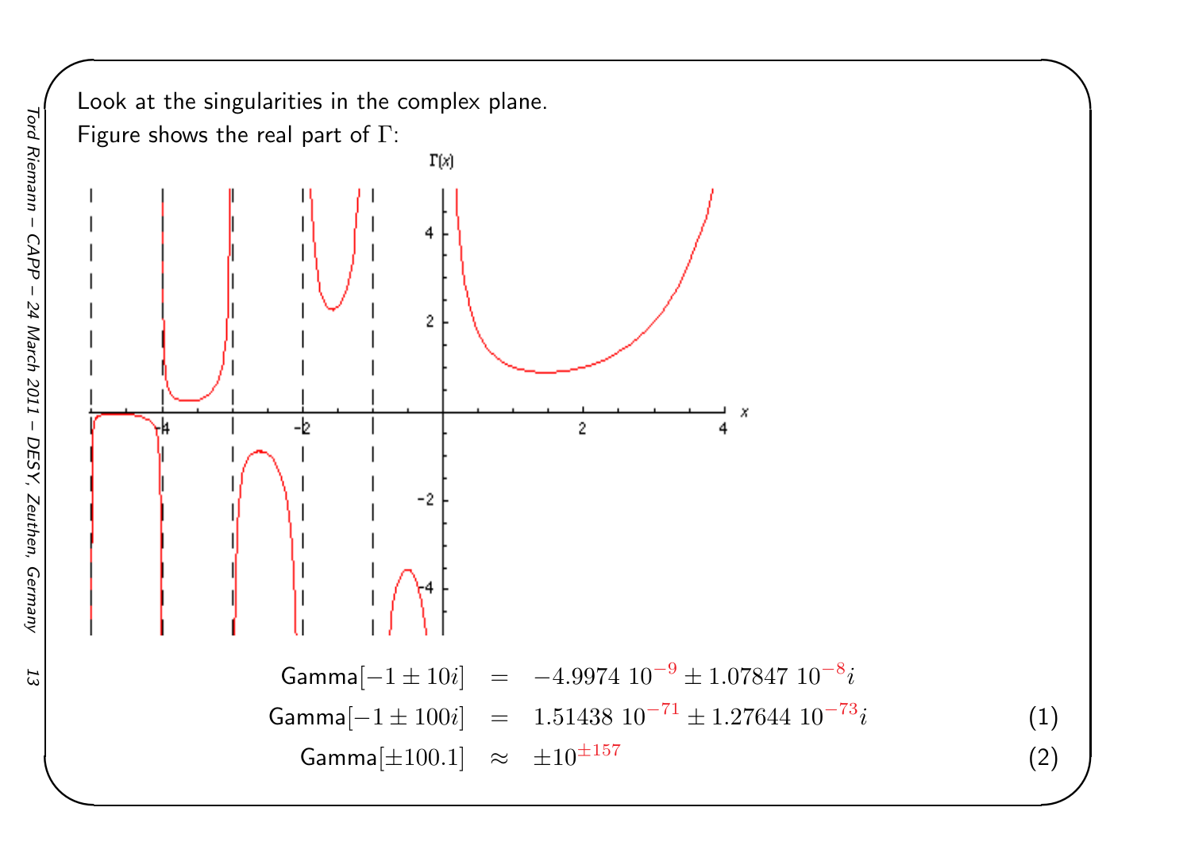Look at the singularities in the complex plane.

Figure shows the real part of $\Gamma$:

$$
\begin{aligned}
\text{Gamma}[-1 \pm 10i] &= -4.9974 \; 10^{-9} \pm 1.07847 \; 10^{-8} i \\
\text{Gamma}[-1 \pm 100i] &= 1.51438 \; 10^{-71} \pm 1.27644 \; 10^{-73} i \qquad (1) \\
\text{Gamma}[\pm 100.1] &\approx \pm 10^{\pm 157} \qquad (2)
\end{aligned}
$$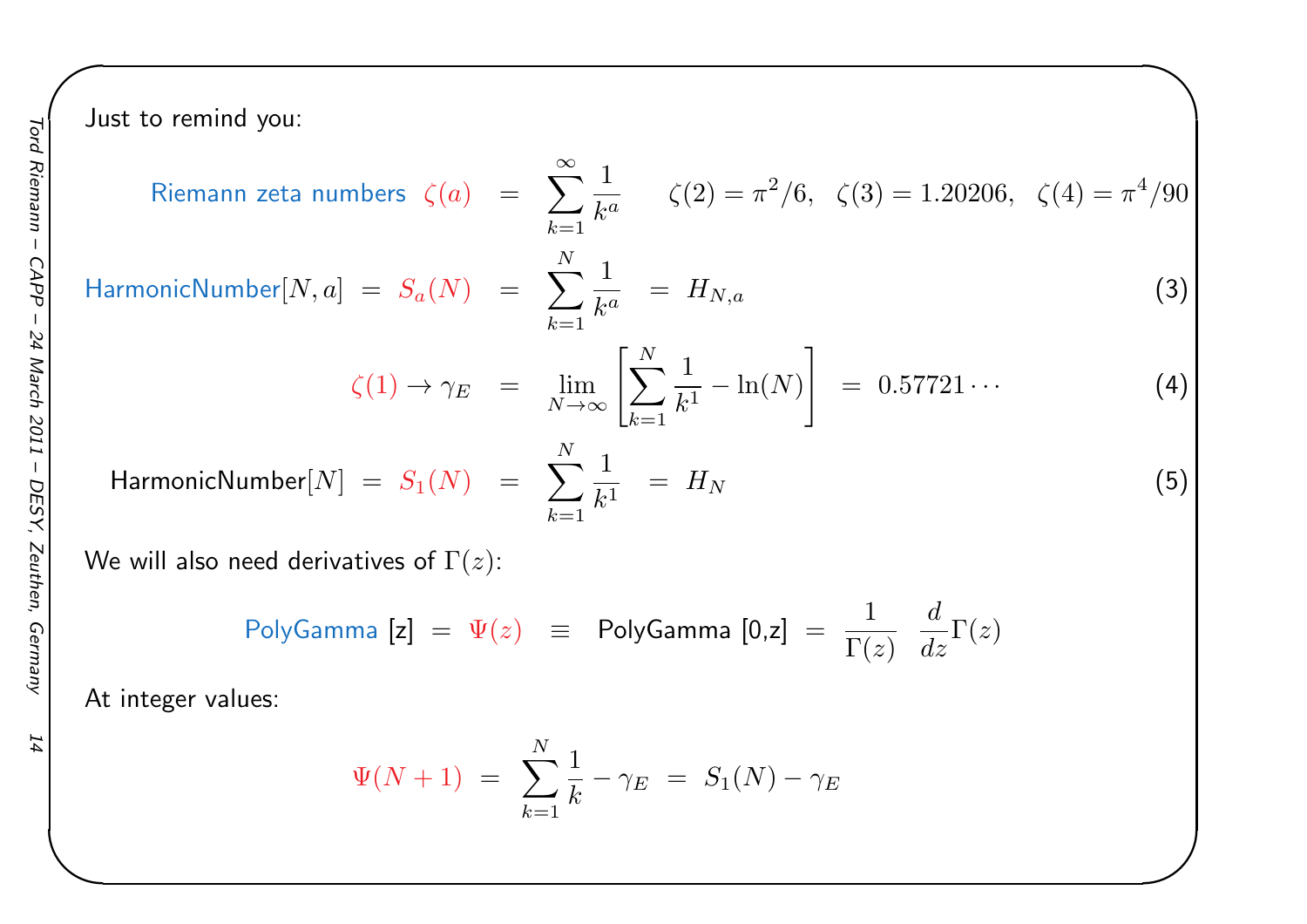Just to remind you:

$$\text{Riemann zeta numbers} \quad \zeta(a) = \sum_{k=1}^{\infty} \frac{1}{k^a} \qquad \zeta(2) = \pi^2/6, \quad \zeta(3) = 1.20206, \quad \zeta(4) = \pi^4/90$$

$$\text{HarmonicNumber}[N, a] = S_a(N) = \sum_{k=1}^{N} \frac{1}{k^a} = H_{N,a} \tag{3}$$

$$\zeta(1) \to \gamma_E = \lim_{N \to \infty} \left[ \sum_{k=1}^{N} \frac{1}{k^1} - \ln(N) \right] = 0.57721\cdots \tag{4}$$

$$\text{HarmonicNumber}[N] = S_1(N) = \sum_{k=1}^{N} \frac{1}{k^1} = H_N \tag{5}$$

We will also need derivatives of $\Gamma(z)$:

$$\text{PolyGamma [z]} = \Psi(z) \equiv \text{PolyGamma [0,z]} = \frac{1}{\Gamma(z)} \frac{d}{dz} \Gamma(z)$$

At integer values:

$$\Psi(N+1) = \sum_{k=1}^{N} \frac{1}{k} - \gamma_E = S_1(N) - \gamma_E$$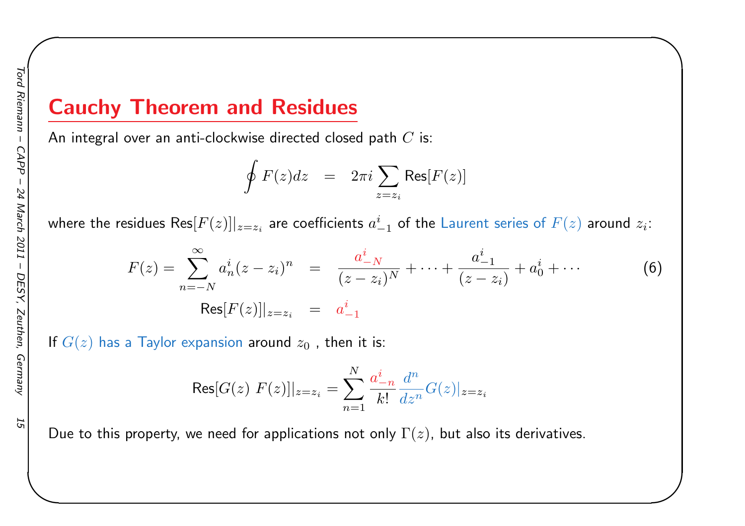# Cauchy Theorem and Residues

An integral over an anti-clockwise directed closed path $C$ is:

$$\oint F(z)dz \quad = \quad 2\pi i \sum_{z=z_i} \text{Res}[F(z)]$$

where the residues $\text{Res}[F(z)]|_{z=z_i}$ are coefficients $a^i_{-1}$ of the Laurent series of $F(z)$ around $z_i$:

$$F(z) = \sum_{n=-N}^{\infty} a^i_n (z-z_i)^n \quad = \quad \frac{a^i_{-N}}{(z-z_i)^N} + \cdots + \frac{a^i_{-1}}{(z-z_i)} + a^i_0 + \cdots \tag{6}$$

$$\text{Res}[F(z)]|_{z=z_i} \quad = \quad a^i_{-1}$$

If $G(z)$ has a Taylor expansion around $z_0$ , then it is:

$$\text{Res}[G(z)\ F(z)]|_{z=z_i} = \sum_{n=1}^{N} \frac{a^i_{-n}}{k!} \frac{d^n}{dz^n} G(z)|_{z=z_i}$$

Due to this property, we need for applications not only $\Gamma(z)$, but also its derivatives.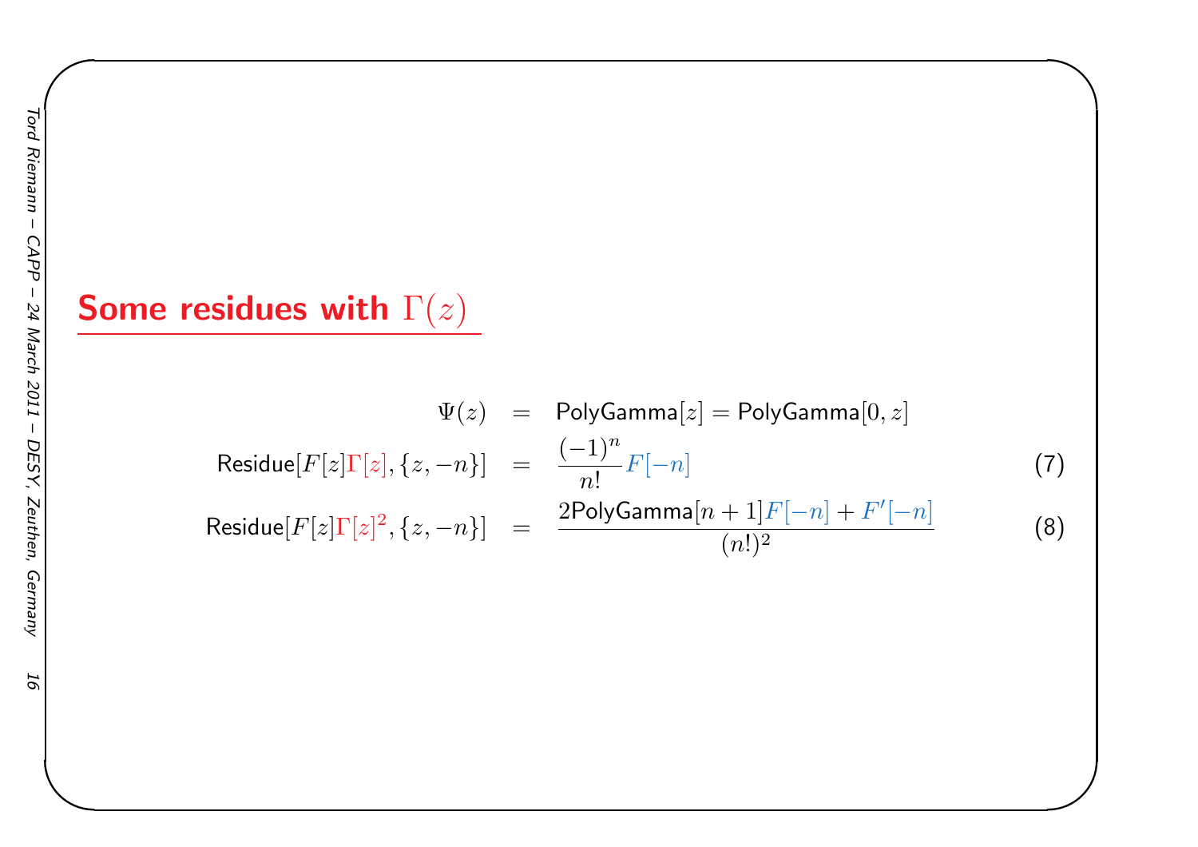## Some residues with $\Gamma(z)$

$$\Psi(z) = \text{PolyGamma}[z] = \text{PolyGamma}[0, z]$$

$$\text{Residue}[F[z]\Gamma[z], \{z, -n\}] = \frac{(-1)^n}{n!} F[-n] \tag{7}$$

$$\text{Residue}[F[z]\Gamma[z]^2, \{z, -n\}] = \frac{2\text{PolyGamma}[n+1] F[-n] + F'[-n]}{(n!)^2} \tag{8}$$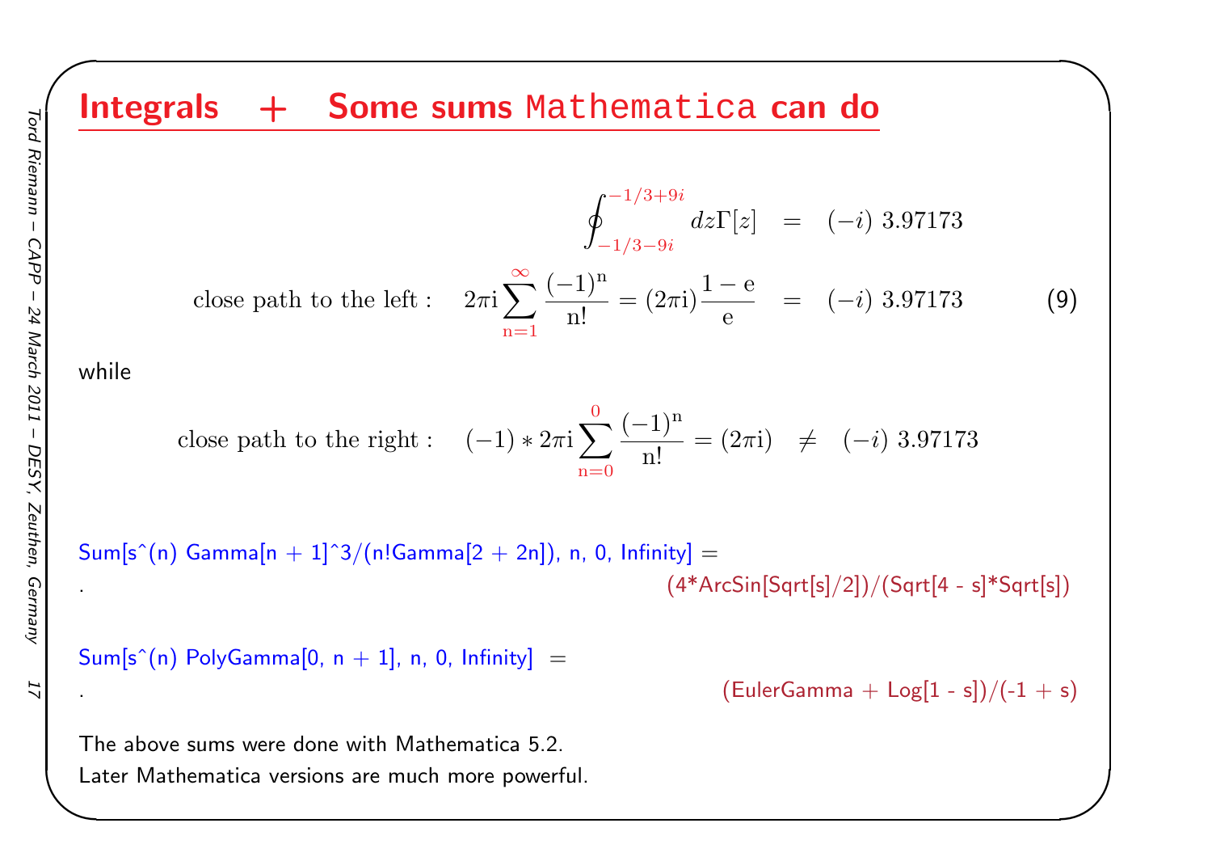# Integrals + Some sums Mathematica can do

$$
\begin{aligned}
\oint_{-1/3-9i}^{-1/3+9i} dz \Gamma[z] &= (-i)\ 3.97173 \\
\text{close path to the left :} \quad 2\pi \mathrm{i} \sum_{\mathrm{n}=1}^{\infty} \frac{(-1)^{\mathrm{n}}}{\mathrm{n}!} = (2\pi \mathrm{i}) \frac{1-\mathrm{e}}{\mathrm{e}} &= (-i)\ 3.97173
\end{aligned} \tag{9}
$$

while

$$
\text{close path to the right :} \quad (-1) * 2\pi \mathrm{i} \sum_{\mathrm{n}=0}^{0} \frac{(-1)^{\mathrm{n}}}{\mathrm{n}!} = (2\pi \mathrm{i}) \quad \neq \quad (-i)\ 3.97173
$$

```
Sum[s^(n) Gamma[n + 1]^3/(n!Gamma[2 + 2n]), n, 0, Infinity] =
.
                                        (4*ArcSin[Sqrt[s]/2])/(Sqrt[4 - s]*Sqrt[s])
```

```
Sum[s^(n) PolyGamma[0, n + 1], n, 0, Infinity] =
.
                                        (EulerGamma + Log[1 - s])/(-1 + s)
```

The above sums were done with Mathematica 5.2.
Later Mathematica versions are much more powerful.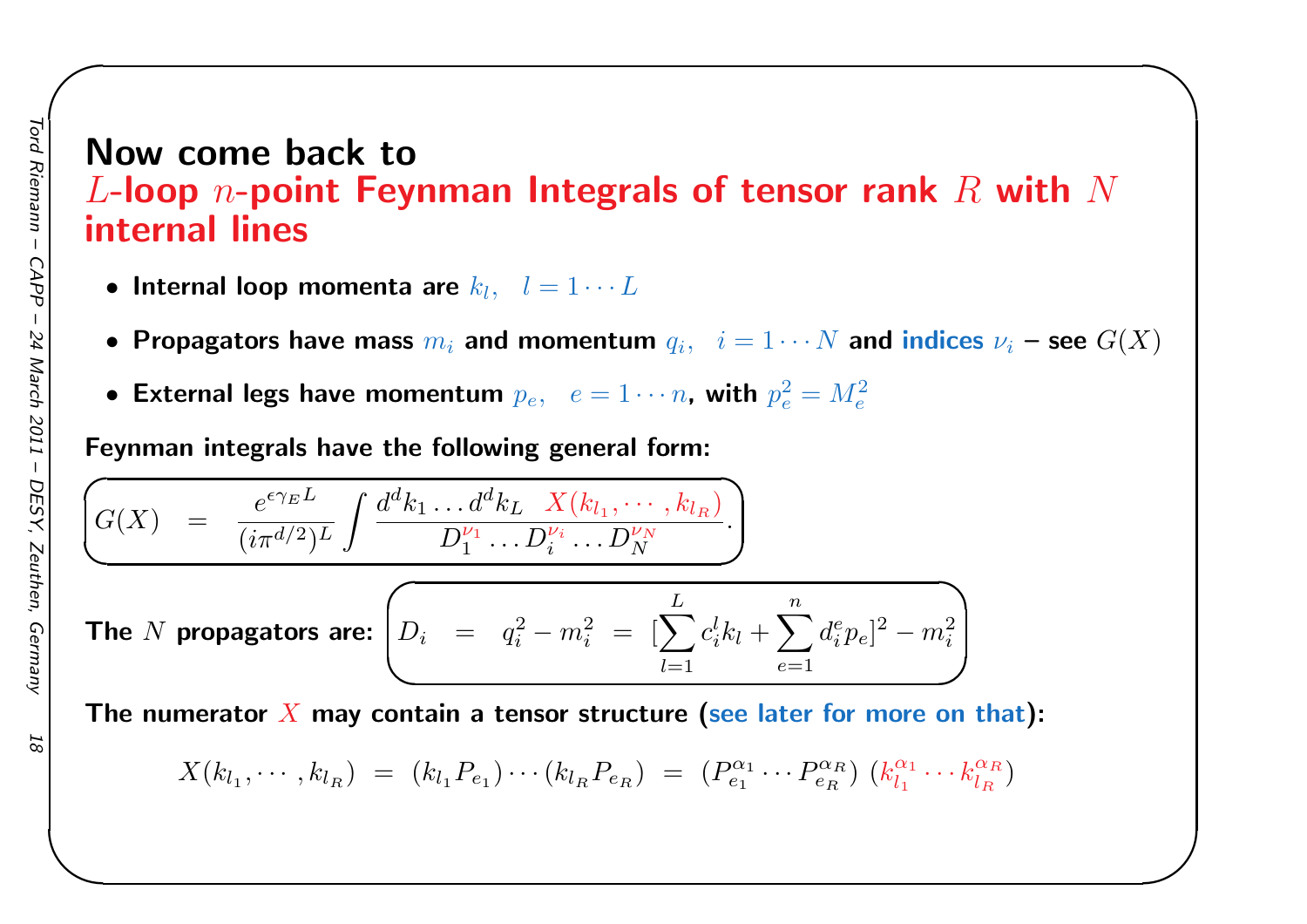## Now come back to $L$-loop $n$-point Feynman Integrals of tensor rank $R$ with $N$ internal lines

- **Internal loop momenta are** $k_l, \quad l = 1 \cdots L$
- **Propagators have mass** $m_i$ **and momentum** $q_i, \quad i = 1 \cdots N$ **and indices** $\nu_i$ **– see** $G(X)$
- **External legs have momentum** $p_e, \quad e = 1 \cdots n$**, with** $p_e^2 = M_e^2$

**Feynman integrals have the following general form:**

$$G(X) = \frac{e^{\epsilon \gamma_E L}}{(i\pi^{d/2})^L} \int \frac{d^d k_1 \ldots d^d k_L \quad X(k_{l_1}, \cdots, k_{l_R})}{D_1^{\nu_1} \ldots D_i^{\nu_i} \ldots D_N^{\nu_N}}.$$

**The $N$ propagators are:**

$$D_i = q_i^2 - m_i^2 = [\sum_{l=1}^{L} c_i^l k_l + \sum_{e=1}^{n} d_i^e p_e]^2 - m_i^2$$

**The numerator $X$ may contain a tensor structure (see later for more on that):**

$$X(k_{l_1}, \cdots, k_{l_R}) = (k_{l_1} P_{e_1}) \cdots (k_{l_R} P_{e_R}) = (P_{e_1}^{\alpha_1} \cdots P_{e_R}^{\alpha_R}) \, (k_{l_1}^{\alpha_1} \cdots k_{l_R}^{\alpha_R})$$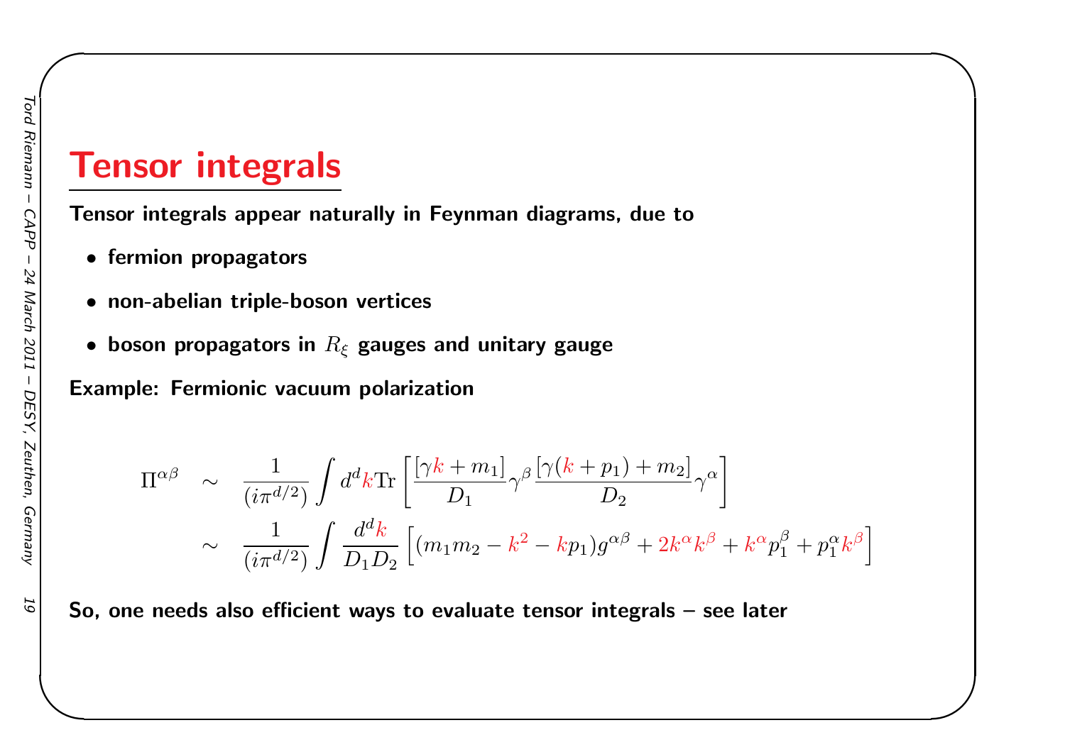# Tensor integrals

**Tensor integrals appear naturally in Feynman diagrams, due to**

- **fermion propagators**
- **non-abelian triple-boson vertices**
- **boson propagators in $R_\xi$ gauges and unitary gauge**

**Example: Fermionic vacuum polarization**

$$
\begin{aligned}
\Pi^{\alpha\beta} &\sim \frac{1}{(i\pi^{d/2})} \int d^d k \, \mathrm{Tr}\left[ \frac{[\gamma k + m_1]}{D_1} \gamma^\beta \frac{[\gamma(k+p_1) + m_2]}{D_2} \gamma^\alpha \right] \\
&\sim \frac{1}{(i\pi^{d/2})} \int \frac{d^d k}{D_1 D_2} \left[ (m_1 m_2 - k^2 - k p_1) g^{\alpha\beta} + 2 k^\alpha k^\beta + k^\alpha p_1^\beta + p_1^\alpha k^\beta \right]
\end{aligned}
$$

**So, one needs also efficient ways to evaluate tensor integrals – see later**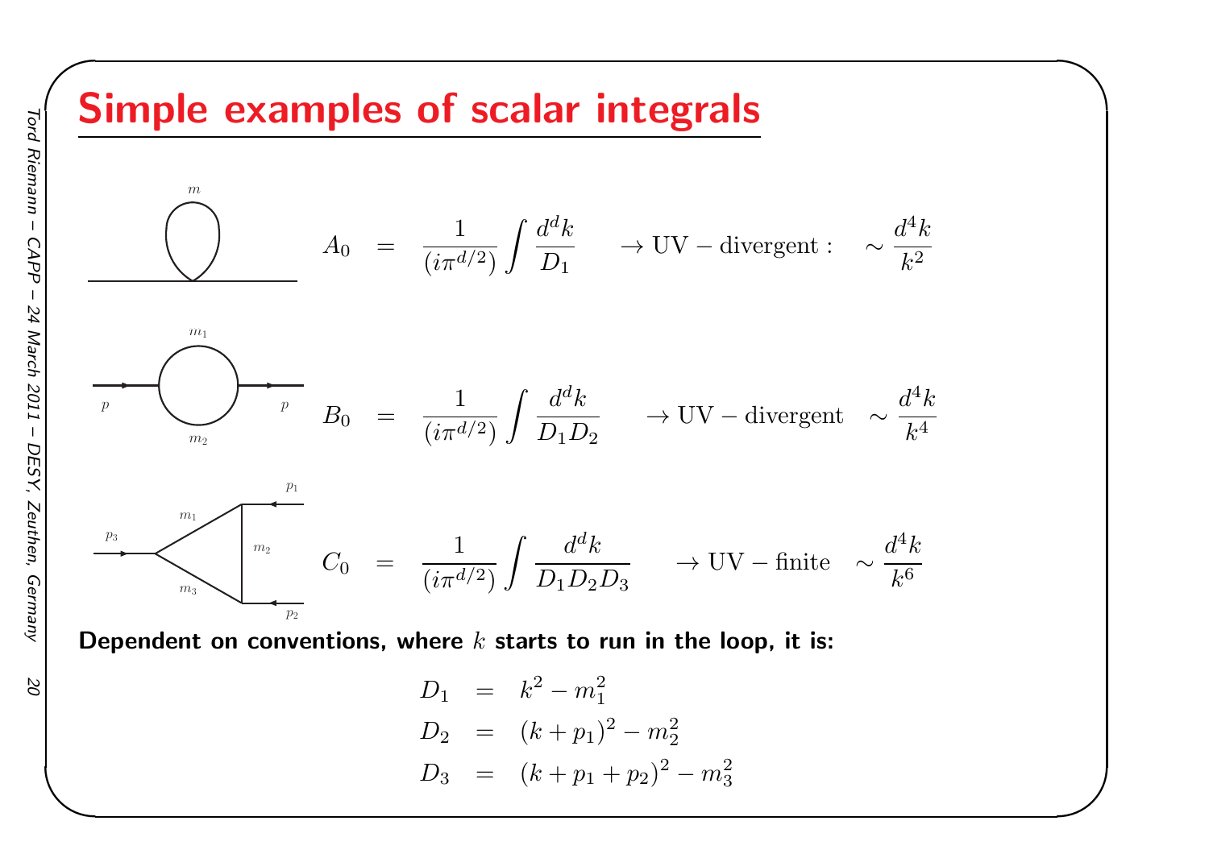# Simple examples of scalar integrals

$$A_0 = \frac{1}{(i\pi^{d/2})} \int \frac{d^dk}{D_1} \quad \rightarrow \mathrm{UV-divergent:} \quad \sim \frac{d^4k}{k^2}$$

$$B_0 = \frac{1}{(i\pi^{d/2})} \int \frac{d^dk}{D_1 D_2} \quad \rightarrow \mathrm{UV-divergent} \quad \sim \frac{d^4k}{k^4}$$

$$C_0 = \frac{1}{(i\pi^{d/2})} \int \frac{d^dk}{D_1 D_2 D_3} \quad \rightarrow \mathrm{UV-finite} \quad \sim \frac{d^4k}{k^6}$$

**Dependent on conventions, where $k$ starts to run in the loop, it is:**

$$D_1 = k^2 - m_1^2$$

$$D_2 = (k + p_1)^2 - m_2^2$$

$$D_3 = (k + p_1 + p_2)^2 - m_3^2$$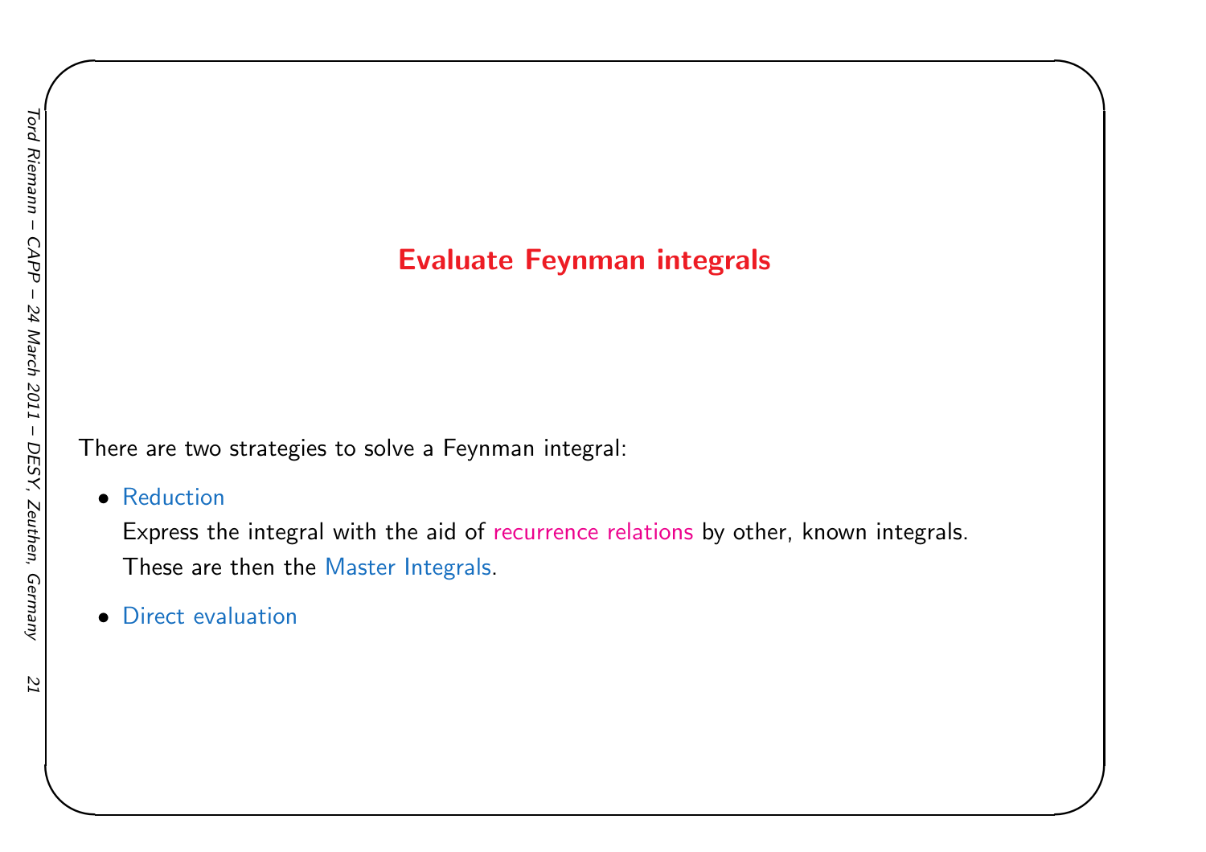# Evaluate Feynman integrals

There are two strategies to solve a Feynman integral:

- Reduction

  Express the integral with the aid of recurrence relations by other, known integrals. These are then the Master Integrals.

- Direct evaluation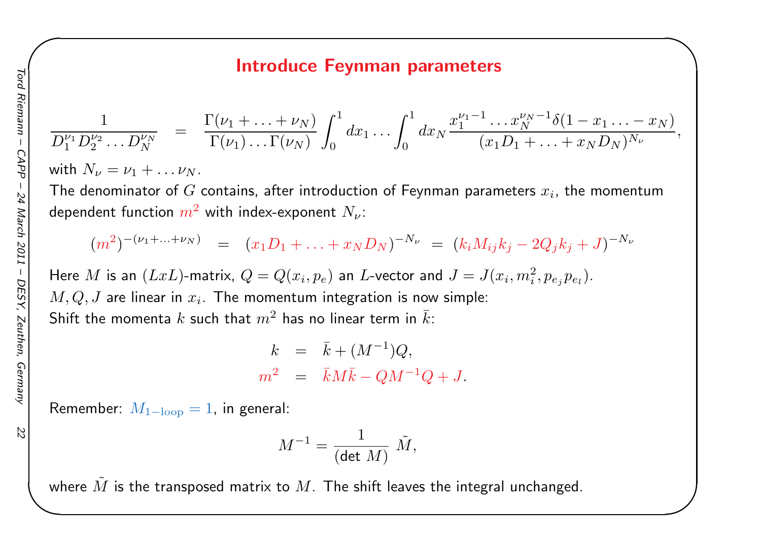# Introduce Feynman parameters

$$\frac{1}{D_1^{\nu_1} D_2^{\nu_2} \ldots D_N^{\nu_N}} = \frac{\Gamma(\nu_1 + \ldots + \nu_N)}{\Gamma(\nu_1) \ldots \Gamma(\nu_N)} \int_0^1 dx_1 \ldots \int_0^1 dx_N \frac{x_1^{\nu_1 - 1} \ldots x_N^{\nu_N - 1} \delta(1 - x_1 \ldots - x_N)}{(x_1 D_1 + \ldots + x_N D_N)^{N_\nu}},$$

with $N_\nu = \nu_1 + \ldots \nu_N$.

The denominator of $G$ contains, after introduction of Feynman parameters $x_i$, the momentum dependent function $m^2$ with index-exponent $N_\nu$:

$$(m^2)^{-(\nu_1 + \ldots + \nu_N)} = (x_1 D_1 + \ldots + x_N D_N)^{-N_\nu} = (k_i M_{ij} k_j - 2 Q_j k_j + J)^{-N_\nu}$$

Here $M$ is an $(LxL)$-matrix, $Q = Q(x_i, p_e)$ an $L$-vector and $J = J(x_i, m_i^2, p_{e_j} p_{e_l})$.

$M, Q, J$ are linear in $x_i$. The momentum integration is now simple:

Shift the momenta $k$ such that $m^2$ has no linear term in $\bar{k}$:

$$k = \bar{k} + (M^{-1}) Q,$$

$$m^2 = \bar{k} M \bar{k} - Q M^{-1} Q + J.$$

Remember: $M_{1-\text{loop}} = 1$, in general:

$$M^{-1} = \frac{1}{(\det M)} \tilde{M},$$

where $\tilde{M}$ is the transposed matrix to $M$. The shift leaves the integral unchanged.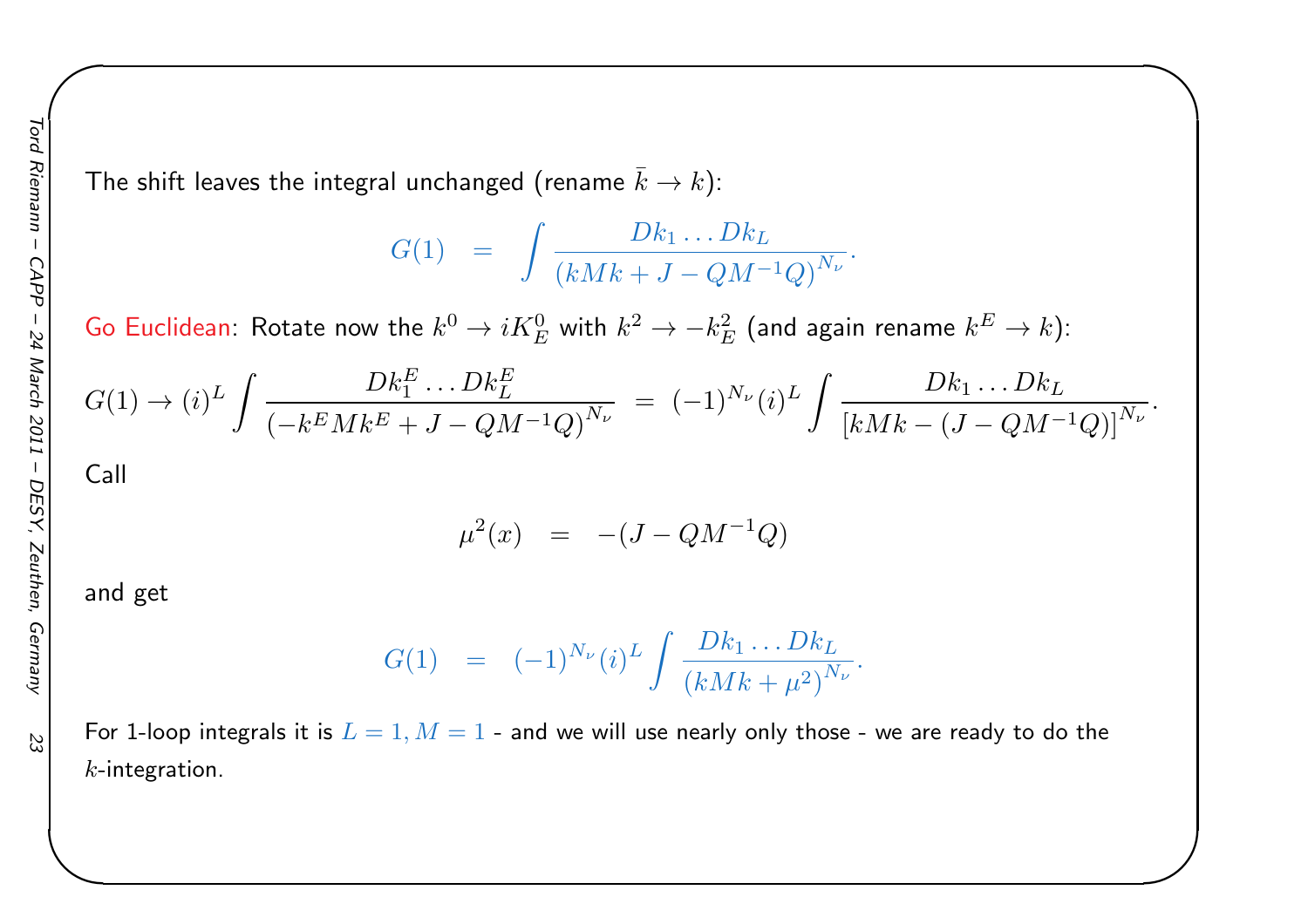The shift leaves the integral unchanged (rename $\bar{k} \to k$):

$$G(1) \quad = \quad \int \frac{Dk_1 \dots Dk_L}{\left(kMk + J - QM^{-1}Q\right)^{N_\nu}}.$$

Go Euclidean: Rotate now the $k^0 \to iK_E^0$ with $k^2 \to -k_E^2$ (and again rename $k^E \to k$):

$$G(1) \to (i)^L \int \frac{Dk_1^E \dots Dk_L^E}{\left(-k^E M k^E + J - QM^{-1}Q\right)^{N_\nu}} \;=\; (-1)^{N_\nu} (i)^L \int \frac{Dk_1 \dots Dk_L}{\left[kMk - (J - QM^{-1}Q)\right]^{N_\nu}}.$$

Call

$$\mu^2(x) \quad = \quad -(J - QM^{-1}Q)$$

and get

$$G(1) \quad = \quad (-1)^{N_\nu} (i)^L \int \frac{Dk_1 \dots Dk_L}{\left(kMk + \mu^2\right)^{N_\nu}}.$$

For 1-loop integrals it is $L = 1, M = 1$ - and we will use nearly only those - we are ready to do the $k$-integration.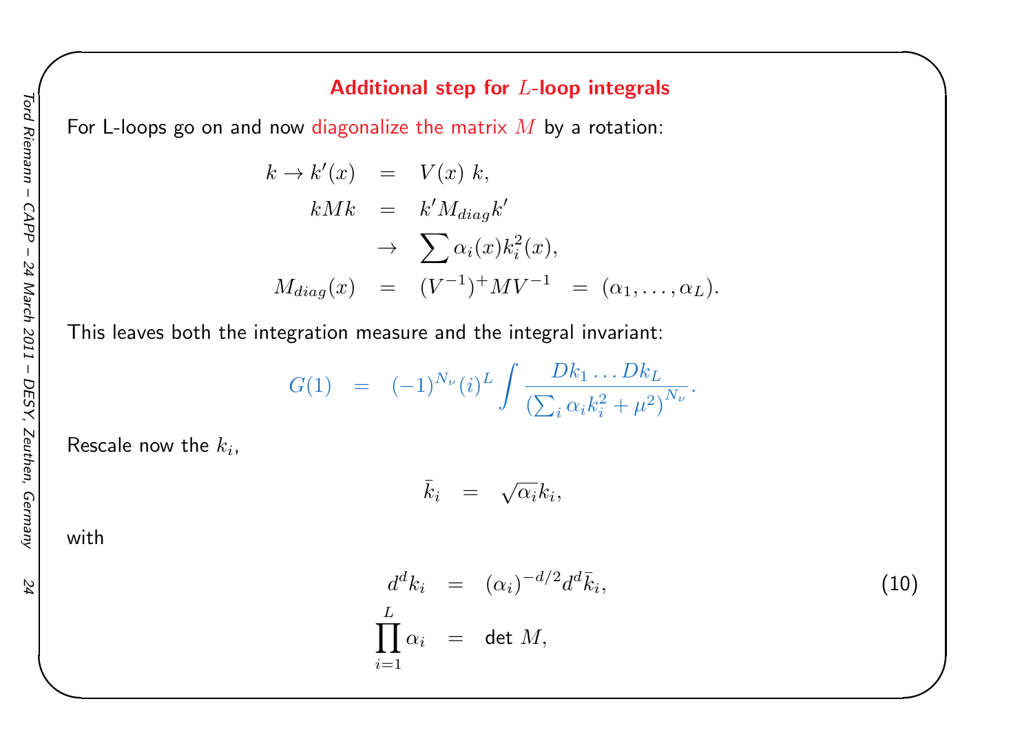## Additional step for $L$-loop integrals

For L-loops go on and now diagonalize the matrix $M$ by a rotation:

$$
\begin{aligned}
k \to k'(x) &= V(x)\, k, \\
kMk &= k' M_{diag} k' \\
&\to \sum \alpha_i(x) k_i^2(x), \\
M_{diag}(x) &= (V^{-1})^{+} M V^{-1} \;=\; (\alpha_1, \ldots, \alpha_L).
\end{aligned}
$$

This leaves both the integration measure and the integral invariant:

$$
G(1) \;=\; (-1)^{N_\nu} (i)^L \int \frac{Dk_1 \ldots Dk_L}{\left(\sum_i \alpha_i k_i^2 + \mu^2\right)^{N_\nu}}.
$$

Rescale now the $k_i$,

$$
\bar{k}_i \;=\; \sqrt{\alpha_i} k_i,
$$

with

$$
\begin{aligned}
d^d k_i &= (\alpha_i)^{-d/2} d^d \bar{k}_i, \qquad (10) \\
\prod_{i=1}^{L} \alpha_i &= \det M,
\end{aligned}
$$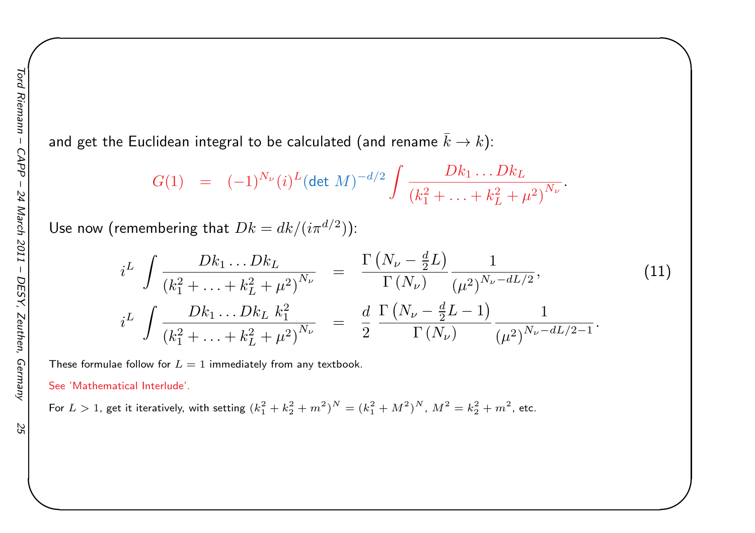and get the Euclidean integral to be calculated (and rename $\bar{k} \to k$):

$$G(1) \quad = \quad (-1)^{N_\nu} (i)^L (\det\, M)^{-d/2} \int \frac{Dk_1 \ldots Dk_L}{\left(k_1^2 + \ldots + k_L^2 + \mu^2\right)^{N_\nu}}.$$

Use now (remembering that $Dk = dk/(i\pi^{d/2})$):

$$i^L \int \frac{Dk_1 \ldots Dk_L}{\left(k_1^2 + \ldots + k_L^2 + \mu^2\right)^{N_\nu}} \quad = \quad \frac{\Gamma\left(N_\nu - \frac{d}{2}L\right)}{\Gamma\left(N_\nu\right)} \frac{1}{\left(\mu^2\right)^{N_\nu - dL/2}}, \tag{11}$$

$$i^L \int \frac{Dk_1 \ldots Dk_L \; k_1^2}{\left(k_1^2 + \ldots + k_L^2 + \mu^2\right)^{N_\nu}} \quad = \quad \frac{d}{2} \; \frac{\Gamma\left(N_\nu - \frac{d}{2}L - 1\right)}{\Gamma\left(N_\nu\right)} \frac{1}{\left(\mu^2\right)^{N_\nu - dL/2 - 1}}.$$

These formulae follow for $L = 1$ immediately from any textbook.

See 'Mathematical Interlude'.

For $L > 1$, get it iteratively, with setting $(k_1^2 + k_2^2 + m^2)^N = (k_1^2 + M^2)^N$, $M^2 = k_2^2 + m^2$, etc.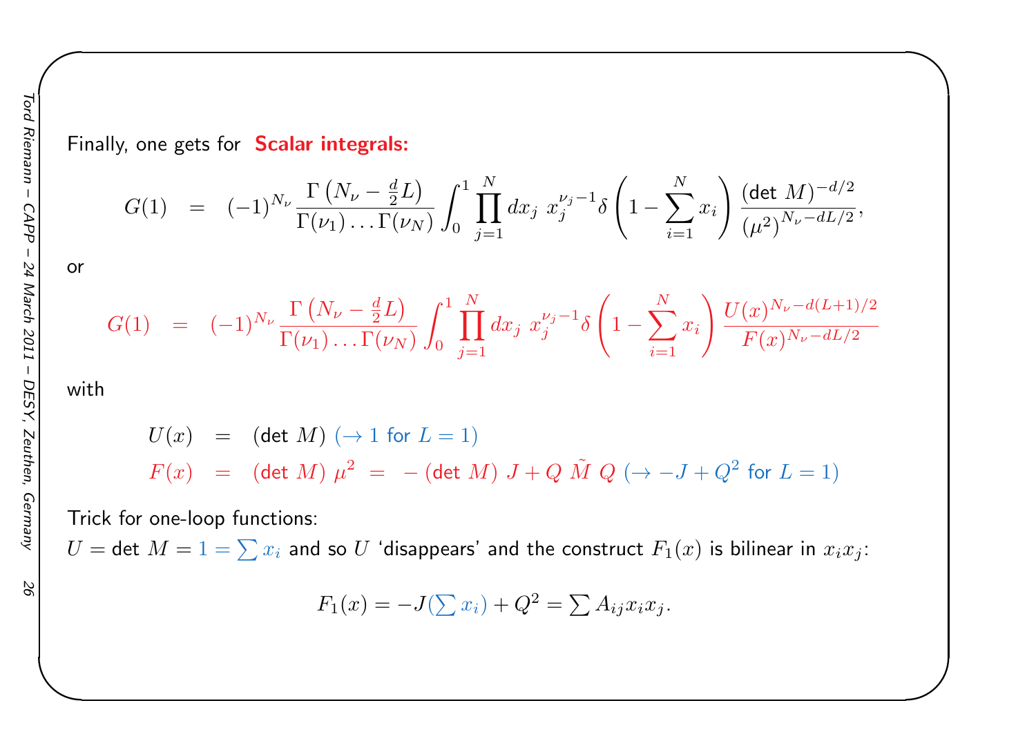Finally, one gets for **Scalar integrals:**

$$G(1) \;=\; (-1)^{N_\nu} \frac{\Gamma\left(N_\nu - \frac{d}{2}L\right)}{\Gamma(\nu_1)\ldots\Gamma(\nu_N)} \int_0^1 \prod_{j=1}^{N} dx_j \; x_j^{\nu_j-1} \delta\left(1 - \sum_{i=1}^{N} x_i\right) \frac{(\det\, M)^{-d/2}}{(\mu^2)^{N_\nu - dL/2}},$$

or

$$G(1) \;=\; (-1)^{N_\nu} \frac{\Gamma\left(N_\nu - \frac{d}{2}L\right)}{\Gamma(\nu_1)\ldots\Gamma(\nu_N)} \int_0^1 \prod_{j=1}^{N} dx_j \; x_j^{\nu_j-1} \delta\left(1 - \sum_{i=1}^{N} x_i\right) \frac{U(x)^{N_\nu - d(L+1)/2}}{F(x)^{N_\nu - dL/2}}$$

with

$$U(x) \;=\; (\det\, M) \;(\rightarrow 1 \text{ for } L=1)$$

$$F(x) \;=\; (\det\, M)\; \mu^2 \;=\; -(\det\, M)\; J + Q\; \tilde{M}\; Q \;(\rightarrow -J + Q^2 \text{ for } L=1)$$

Trick for one-loop functions:
$U = \det\, M = 1 = \sum x_i$ and so $U$ 'disappears' and the construct $F_1(x)$ is bilinear in $x_i x_j$:

$$F_1(x) = -J\left(\sum x_i\right) + Q^2 = \sum A_{ij} x_i x_j.$$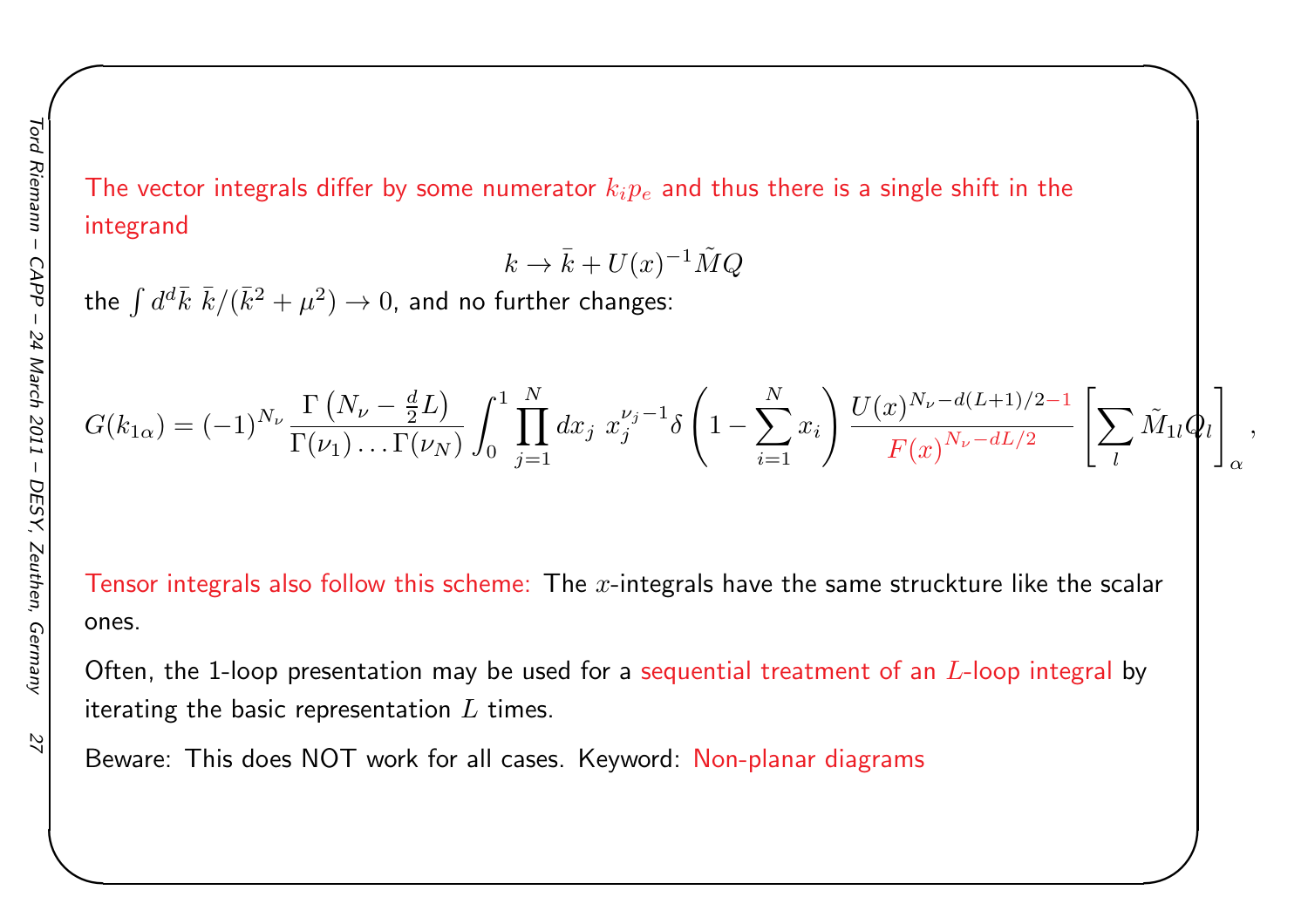The vector integrals differ by some numerator $k_i p_e$ and thus there is a single shift in the integrand

$$k \to \bar{k} + U(x)^{-1} \tilde{M} Q$$

the $\int d^d\bar{k}\ \bar{k}/(\bar{k}^2 + \mu^2) \to 0$, and no further changes:

$$G(k_{1\alpha}) = (-1)^{N_\nu} \frac{\Gamma\left(N_\nu - \frac{d}{2}L\right)}{\Gamma(\nu_1)\ldots\Gamma(\nu_N)} \int_0^1 \prod_{j=1}^{N} dx_j\ x_j^{\nu_j - 1} \delta\left(1 - \sum_{i=1}^{N} x_i\right) \frac{U(x)^{N_\nu - d(L+1)/2 - 1}}{F(x)^{N_\nu - dL/2}} \left[\sum_l \tilde{M}_{1l} Q_l\right]_\alpha,$$

Tensor integrals also follow this scheme: The $x$-integrals have the same struckture like the scalar ones.

Often, the 1-loop presentation may be used for a sequential treatment of an $L$-loop integral by iterating the basic representation $L$ times.

Beware: This does NOT work for all cases. Keyword: Non-planar diagrams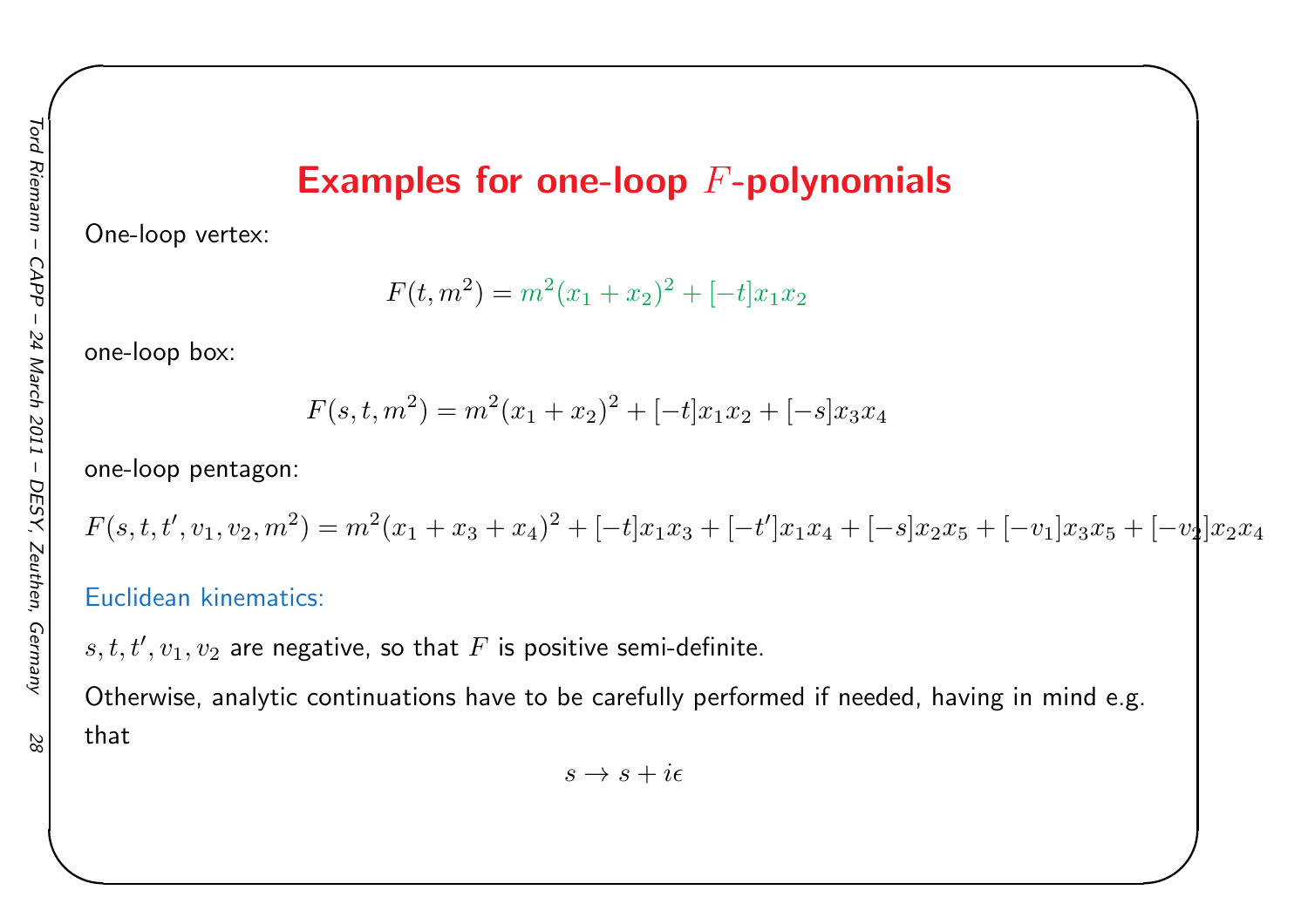# Examples for one-loop $F$-polynomials

One-loop vertex:

$$F(t, m^2) = m^2(x_1 + x_2)^2 + [-t]x_1x_2$$

one-loop box:

$$F(s, t, m^2) = m^2(x_1 + x_2)^2 + [-t]x_1x_2 + [-s]x_3x_4$$

one-loop pentagon:

$$F(s, t, t', v_1, v_2, m^2) = m^2(x_1 + x_3 + x_4)^2 + [-t]x_1x_3 + [-t']x_1x_4 + [-s]x_2x_5 + [-v_1]x_3x_5 + [-v_2]x_2x_4$$

Euclidean kinematics:

$s, t, t', v_1, v_2$ are negative, so that $F$ is positive semi-definite.

Otherwise, analytic continuations have to be carefully performed if needed, having in mind e.g. that

$$s \to s + i\epsilon$$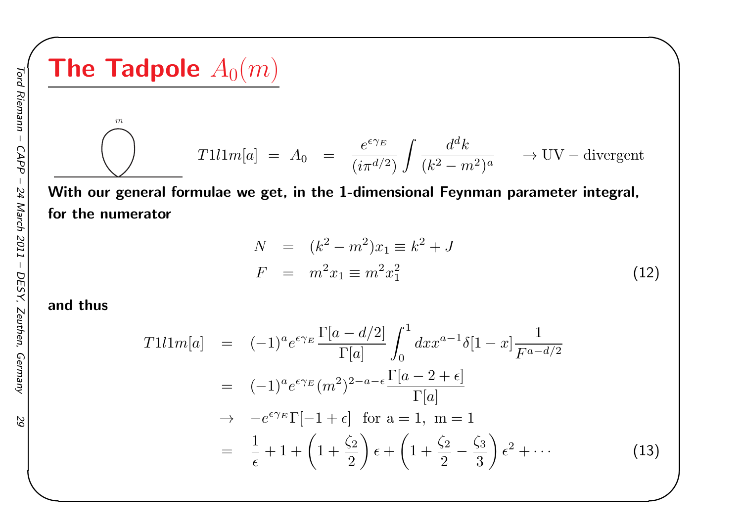# The Tadpole $A_0(m)$

$$T1l1m[a] \;=\; A_0 \;=\; \frac{e^{\epsilon\gamma_E}}{(i\pi^{d/2})}\int \frac{d^dk}{(k^2-m^2)^a} \qquad \to \mathrm{UV-divergent}$$

**With our general formulae we get, in the 1-dimensional Feynman parameter integral, for the numerator**

$$
\begin{aligned}
N &= (k^2-m^2)x_1 \equiv k^2 + J \\
F &= m^2 x_1 \equiv m^2 x_1^2
\end{aligned}
\tag{12}
$$

**and thus**

$$
\begin{aligned}
T1l1m[a] &= (-1)^a e^{\epsilon\gamma_E}\frac{\Gamma[a-d/2]}{\Gamma[a]}\int_0^1 dx x^{a-1}\delta[1-x]\frac{1}{F^{a-d/2}} \\
&= (-1)^a e^{\epsilon\gamma_E}(m^2)^{2-a-\epsilon}\frac{\Gamma[a-2+\epsilon]}{\Gamma[a]} \\
&\to -e^{\epsilon\gamma_E}\Gamma[-1+\epsilon] \quad \text{for a} = 1,\ \text{m} = 1 \\
&= \frac{1}{\epsilon}+1+\left(1+\frac{\zeta_2}{2}\right)\epsilon+\left(1+\frac{\zeta_2}{2}-\frac{\zeta_3}{3}\right)\epsilon^2+\cdots
\end{aligned}
\tag{13}
$$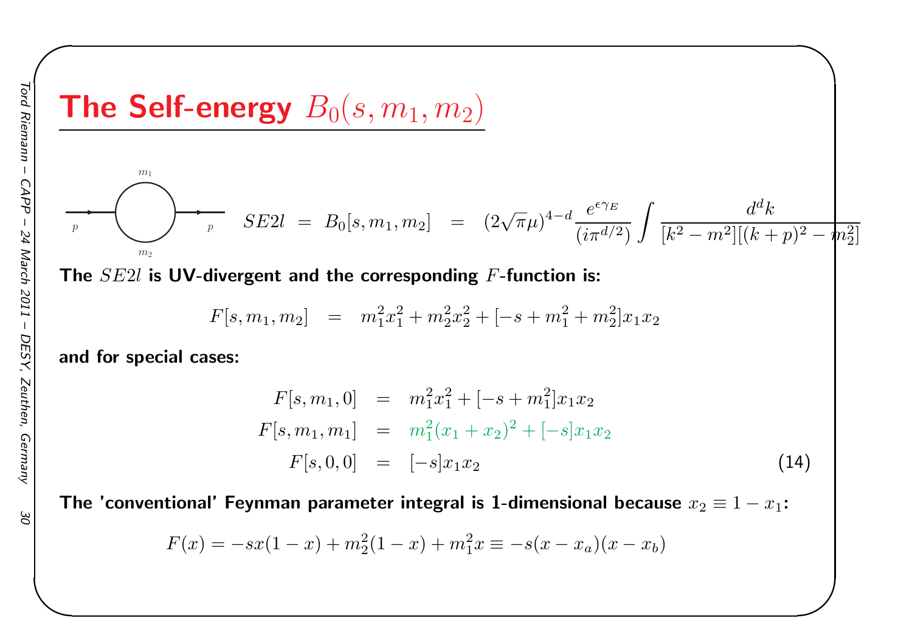# The Self-energy $B_0(s, m_1, m_2)$

$$SE2l \;=\; B_0[s, m_1, m_2] \;=\; (2\sqrt{\pi}\mu)^{4-d} \frac{e^{\epsilon\gamma_E}}{(i\pi^{d/2})} \int \frac{d^d k}{[k^2 - m^2][(k+p)^2 - m_2^2]}$$

**The $SE2l$ is UV-divergent and the corresponding $F$-function is:**

$$F[s, m_1, m_2] \;=\; m_1^2 x_1^2 + m_2^2 x_2^2 + [-s + m_1^2 + m_2^2] x_1 x_2$$

**and for special cases:**

$$\begin{aligned}
F[s, m_1, 0] &= m_1^2 x_1^2 + [-s + m_1^2] x_1 x_2 \\
F[s, m_1, m_1] &= m_1^2 (x_1 + x_2)^2 + [-s] x_1 x_2 \\
F[s, 0, 0] &= [-s] x_1 x_2
\end{aligned} \tag{14}$$

**The 'conventional' Feynman parameter integral is 1-dimensional because $x_2 \equiv 1 - x_1$:**

$$F(x) = -s x(1-x) + m_2^2(1-x) + m_1^2 x \equiv -s(x - x_a)(x - x_b)$$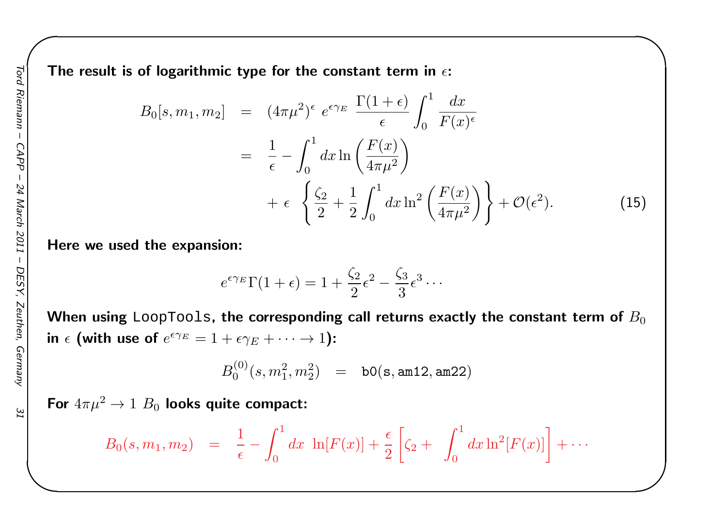**The result is of logarithmic type for the constant term in $\epsilon$:**

$$
\begin{aligned}
B_0[s, m_1, m_2] &= (4\pi\mu^2)^\epsilon \; e^{\epsilon\gamma_E} \; \frac{\Gamma(1+\epsilon)}{\epsilon} \int_0^1 \frac{dx}{F(x)^\epsilon} \\
&= \frac{1}{\epsilon} - \int_0^1 dx \ln\left(\frac{F(x)}{4\pi\mu^2}\right) \\
&\quad + \epsilon \; \left\{ \frac{\zeta_2}{2} + \frac{1}{2}\int_0^1 dx \ln^2\left(\frac{F(x)}{4\pi\mu^2}\right) \right\} + \mathcal{O}(\epsilon^2).
\end{aligned}
\tag{15}
$$

**Here we used the expansion:**

$$
e^{\epsilon\gamma_E}\Gamma(1+\epsilon) = 1 + \frac{\zeta_2}{2}\epsilon^2 - \frac{\zeta_3}{3}\epsilon^3 \cdots
$$

**When using `LoopTools`, the corresponding call returns exactly the constant term of $B_0$ in $\epsilon$ (with use of $e^{\epsilon\gamma_E} = 1 + \epsilon\gamma_E + \cdots \to 1$):**

$$
B_0^{(0)}(s, m_1^2, m_2^2) \quad = \quad \texttt{b0(s,am12,am22)}
$$

**For $4\pi\mu^2 \to 1$ $B_0$ looks quite compact:**

$$
B_0(s, m_1, m_2) \quad = \quad \frac{1}{\epsilon} - \int_0^1 dx \;\ln[F(x)] + \frac{\epsilon}{2}\left[\zeta_2 + \int_0^1 dx \ln^2[F(x)]\right] + \cdots
$$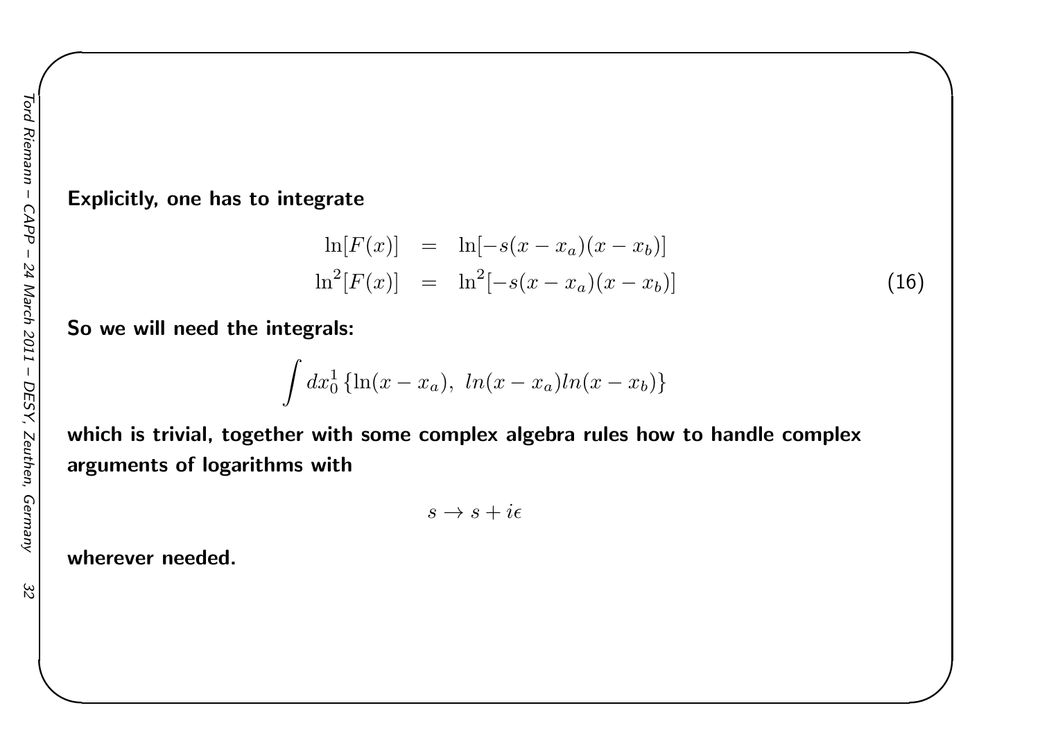**Explicitly, one has to integrate**

$$
\begin{aligned}
\ln[F(x)] &= \ln[-s(x-x_a)(x-x_b)] \\
\ln^2[F(x)] &= \ln^2[-s(x-x_a)(x-x_b)]
\end{aligned}
\tag{16}
$$

**So we will need the integrals:**

$$
\int dx_0^1 \{\ln(x-x_a),\ ln(x-x_a)ln(x-x_b)\}
$$

**which is trivial, together with some complex algebra rules how to handle complex arguments of logarithms with**

$$
s \to s + i\epsilon
$$

**wherever needed.**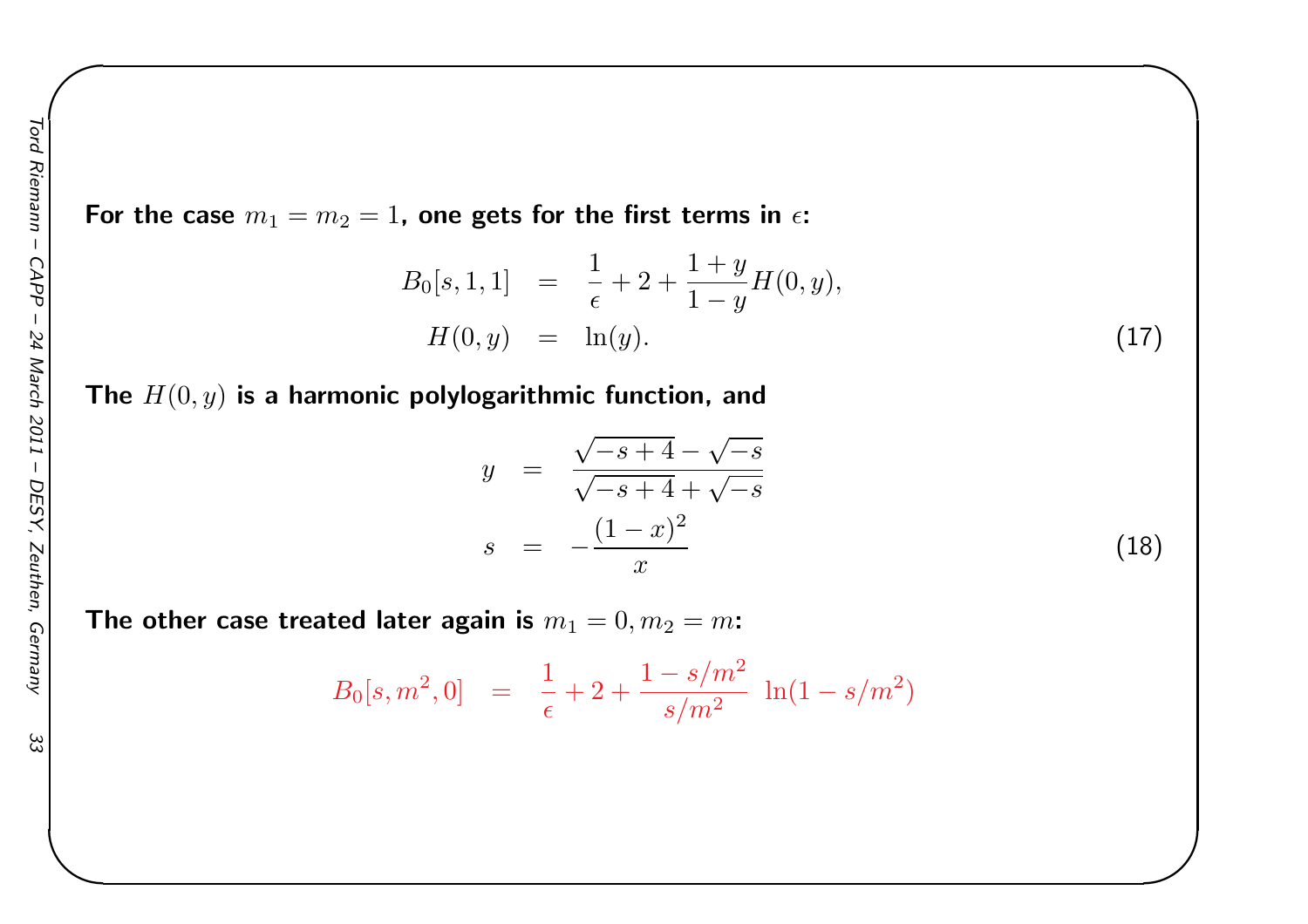**For the case $m_1 = m_2 = 1$, one gets for the first terms in $\epsilon$:**

$$
\begin{aligned}
B_0[s, 1, 1] &= \frac{1}{\epsilon} + 2 + \frac{1+y}{1-y} H(0, y), \\
H(0, y) &= \ln(y).
\end{aligned}
\tag{17}
$$

**The $H(0, y)$ is a harmonic polylogarithmic function, and**

$$
\begin{aligned}
y &= \frac{\sqrt{-s+4} - \sqrt{-s}}{\sqrt{-s+4} + \sqrt{-s}} \\
s &= -\frac{(1-x)^2}{x}
\end{aligned}
\tag{18}
$$

**The other case treated later again is $m_1 = 0, m_2 = m$:**

$$
B_0[s, m^2, 0] = \frac{1}{\epsilon} + 2 + \frac{1 - s/m^2}{s/m^2} \ \ln(1 - s/m^2)
$$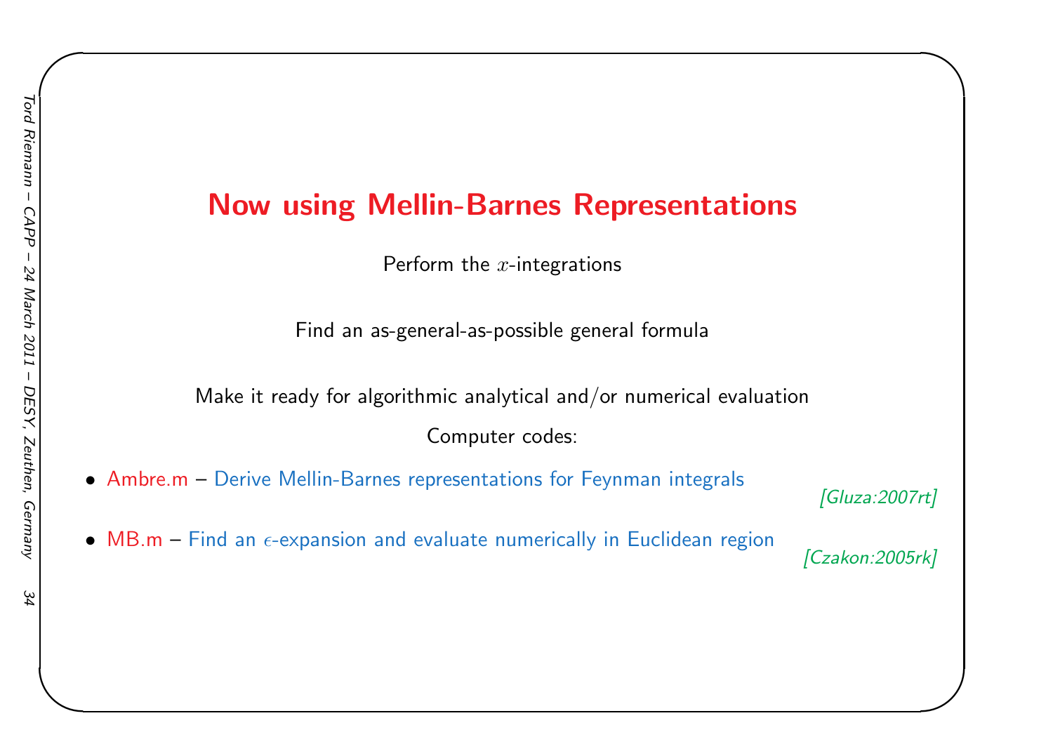# Now using Mellin-Barnes Representations

Perform the $x$-integrations

Find an as-general-as-possible general formula

Make it ready for algorithmic analytical and/or numerical evaluation

Computer codes:

- Ambre.m – Derive Mellin-Barnes representations for Feynman integrals *[Gluza:2007rt]*
- MB.m – Find an $\epsilon$-expansion and evaluate numerically in Euclidean region *[Czakon:2005rk]*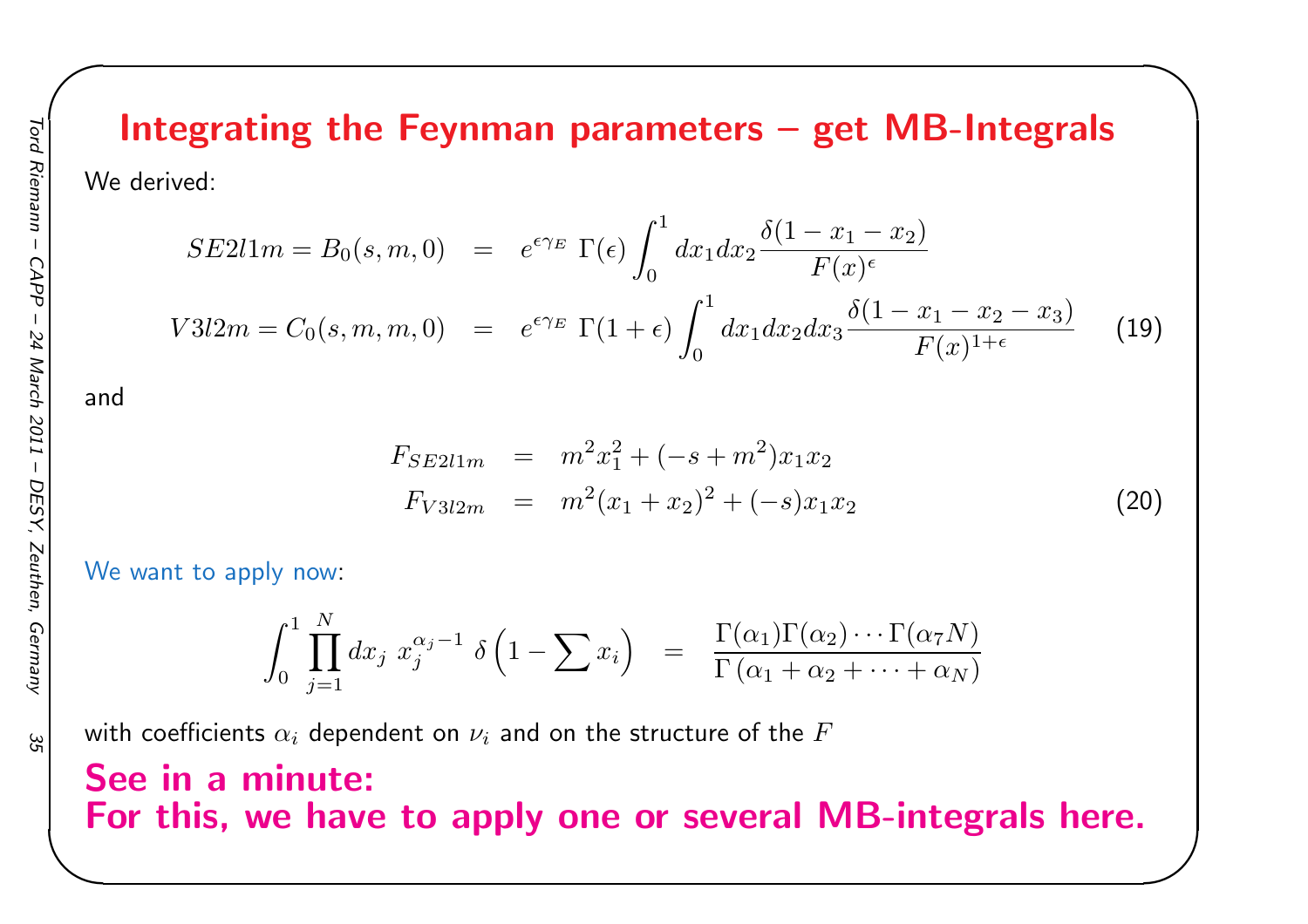# Integrating the Feynman parameters – get MB-Integrals

We derived:

$$
\begin{aligned}
SE2l1m = B_0(s,m,0) &= e^{\epsilon\gamma_E}\,\Gamma(\epsilon)\int_0^1 dx_1 dx_2 \frac{\delta(1-x_1-x_2)}{F(x)^{\epsilon}} \\
V3l2m = C_0(s,m,m,0) &= e^{\epsilon\gamma_E}\,\Gamma(1+\epsilon)\int_0^1 dx_1 dx_2 dx_3 \frac{\delta(1-x_1-x_2-x_3)}{F(x)^{1+\epsilon}}
\end{aligned}
\tag{19}
$$

and

$$
\begin{aligned}
F_{SE2l1m} &= m^2 x_1^2 + (-s+m^2)x_1 x_2 \\
F_{V3l2m} &= m^2 (x_1+x_2)^2 + (-s)x_1 x_2
\end{aligned}
\tag{20}
$$

We want to apply now:

$$
\int_0^1 \prod_{j=1}^{N} dx_j \; x_j^{\alpha_j - 1}\; \delta\left(1 - \sum x_i\right) = \frac{\Gamma(\alpha_1)\Gamma(\alpha_2)\cdots\Gamma(\alpha_7 N)}{\Gamma\left(\alpha_1+\alpha_2+\cdots+\alpha_N\right)}
$$

with coefficients $\alpha_i$ dependent on $\nu_i$ and on the structure of the $F$

**See in a minute:**
**For this, we have to apply one or several MB-integrals here.**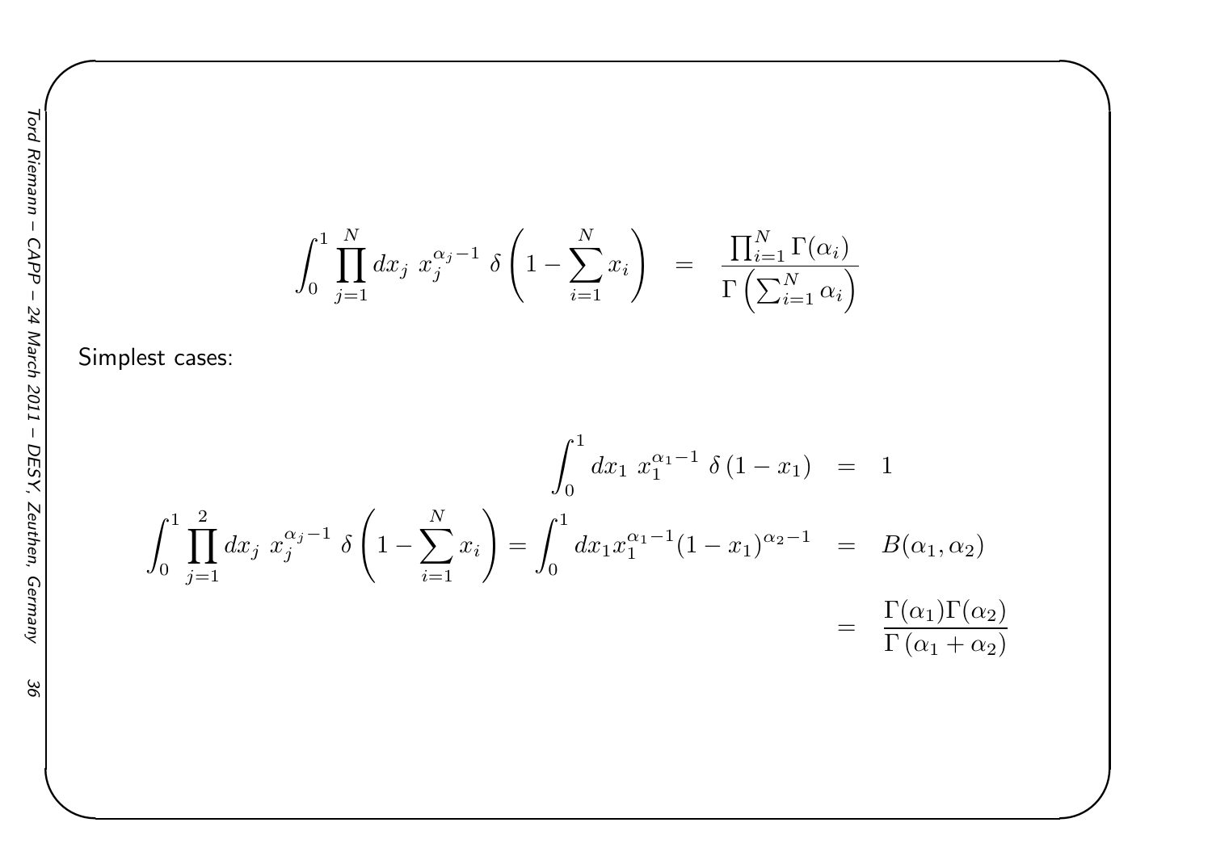$$\int_0^1 \prod_{j=1}^{N} dx_j \; x_j^{\alpha_j - 1} \; \delta\left(1 - \sum_{i=1}^{N} x_i\right) \quad = \quad \frac{\prod_{i=1}^{N} \Gamma(\alpha_i)}{\Gamma\left(\sum_{i=1}^{N} \alpha_i\right)}$$

Simplest cases:

$$\int_0^1 dx_1 \; x_1^{\alpha_1 - 1} \; \delta\left(1 - x_1\right) \quad = \quad 1$$

$$\int_0^1 \prod_{j=1}^{2} dx_j \; x_j^{\alpha_j - 1} \; \delta\left(1 - \sum_{i=1}^{N} x_i\right) = \int_0^1 dx_1 x_1^{\alpha_1 - 1} (1 - x_1)^{\alpha_2 - 1} \quad = \quad B(\alpha_1, \alpha_2)$$

$$= \quad \frac{\Gamma(\alpha_1)\Gamma(\alpha_2)}{\Gamma\left(\alpha_1 + \alpha_2\right)}$$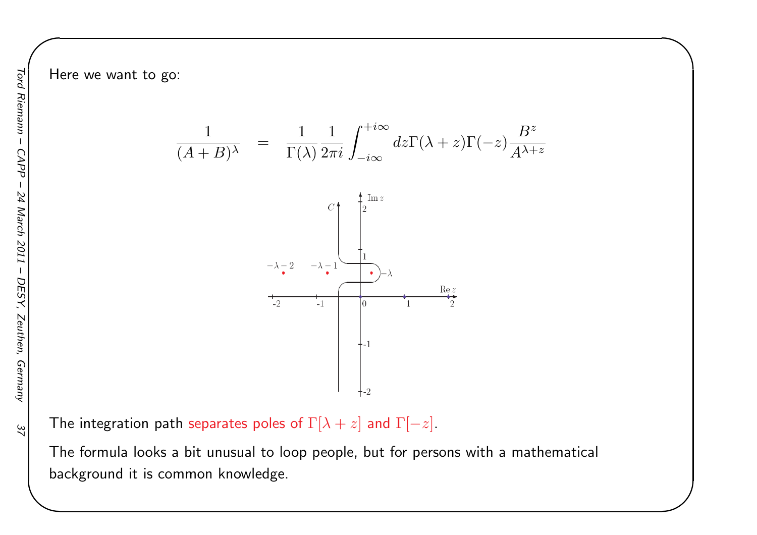Here we want to go:

$$\frac{1}{(A+B)^{\lambda}} = \frac{1}{\Gamma(\lambda)}\frac{1}{2\pi i}\int_{-i\infty}^{+i\infty} dz \Gamma(\lambda+z)\Gamma(-z)\frac{B^z}{A^{\lambda+z}}$$

The integration path separates poles of $\Gamma[\lambda+z]$ and $\Gamma[-z]$.

The formula looks a bit unusual to loop people, but for persons with a mathematical background it is common knowledge.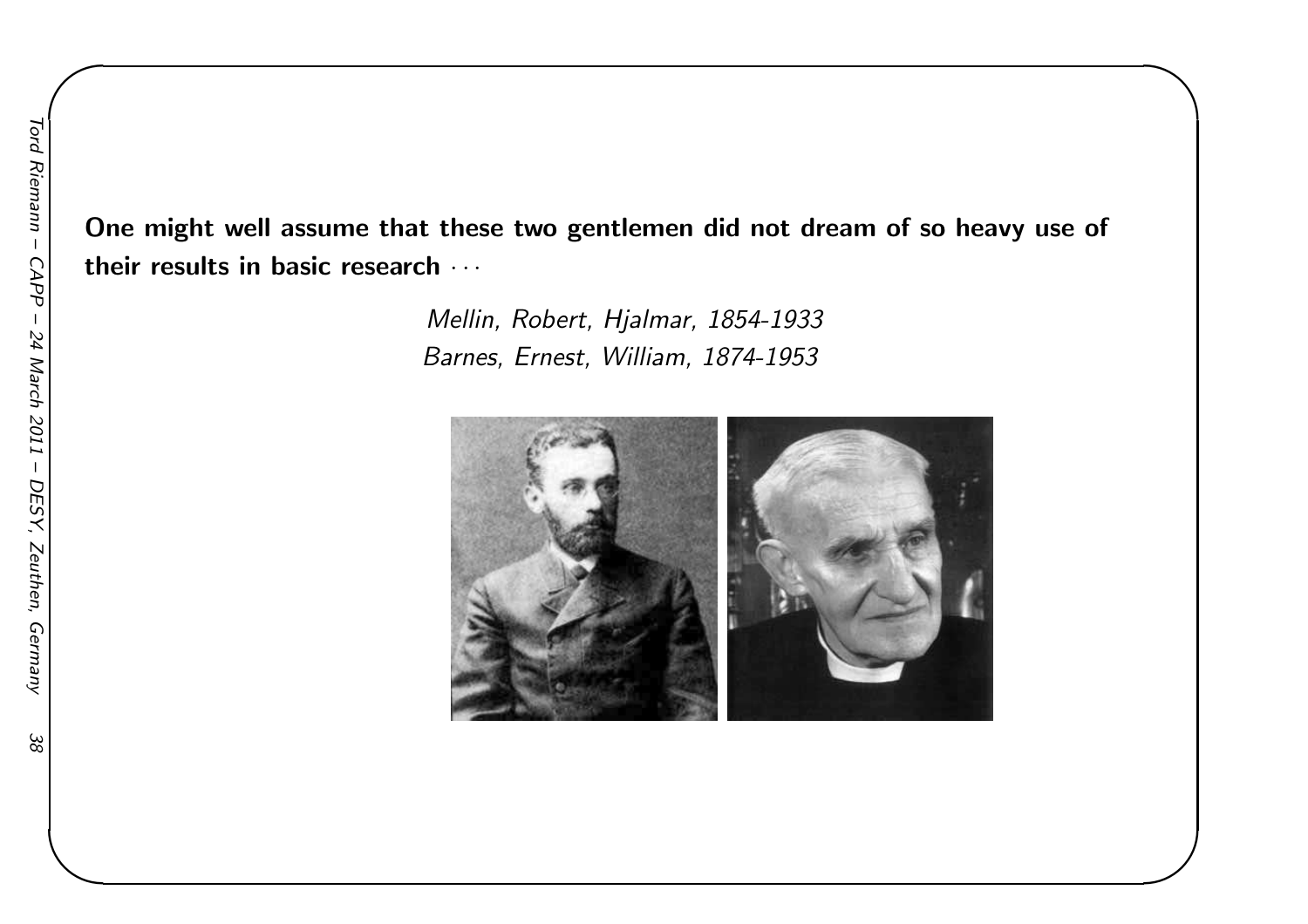**One might well assume that these two gentlemen did not dream of so heavy use of their results in basic research** · · ·

*Mellin, Robert, Hjalmar, 1854-1933*
*Barnes, Ernest, William, 1874-1953*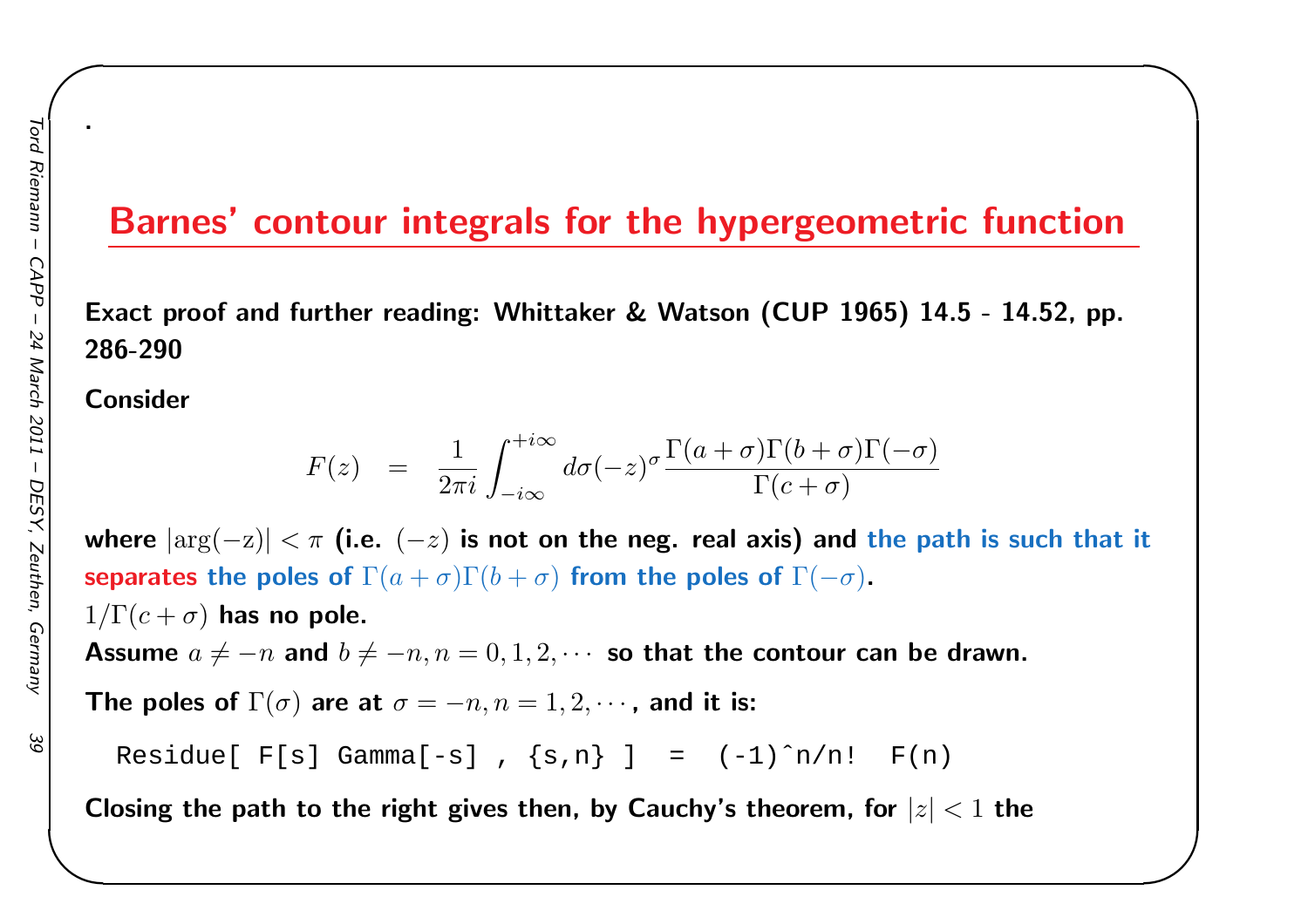.

# Barnes' contour integrals for the hypergeometric function

**Exact proof and further reading: Whittaker & Watson (CUP 1965) 14.5 - 14.52, pp. 286-290**

**Consider**

$$F(z) \quad = \quad \frac{1}{2\pi i}\int_{-i\infty}^{+i\infty} d\sigma (-z)^{\sigma} \frac{\Gamma(a+\sigma)\Gamma(b+\sigma)\Gamma(-\sigma)}{\Gamma(c+\sigma)}$$

**where** $|\arg(-z)| < \pi$ **(i.e.** $(-z)$ **is not on the neg. real axis) and the path is such that it separates the poles of** $\Gamma(a+\sigma)\Gamma(b+\sigma)$ **from the poles of** $\Gamma(-\sigma)$**.**

$1/\Gamma(c+\sigma)$ **has no pole.**

**Assume** $a \neq -n$ **and** $b \neq -n, n = 0, 1, 2, \cdots$ **so that the contour can be drawn.**

**The poles of** $\Gamma(\sigma)$ **are at** $\sigma = -n, n = 1, 2, \cdots$**, and it is:**

```
Residue[ F[s] Gamma[-s] , {s,n} ]  =  (-1)^n/n!  F(n)
```

**Closing the path to the right gives then, by Cauchy's theorem, for** $|z| < 1$ **the**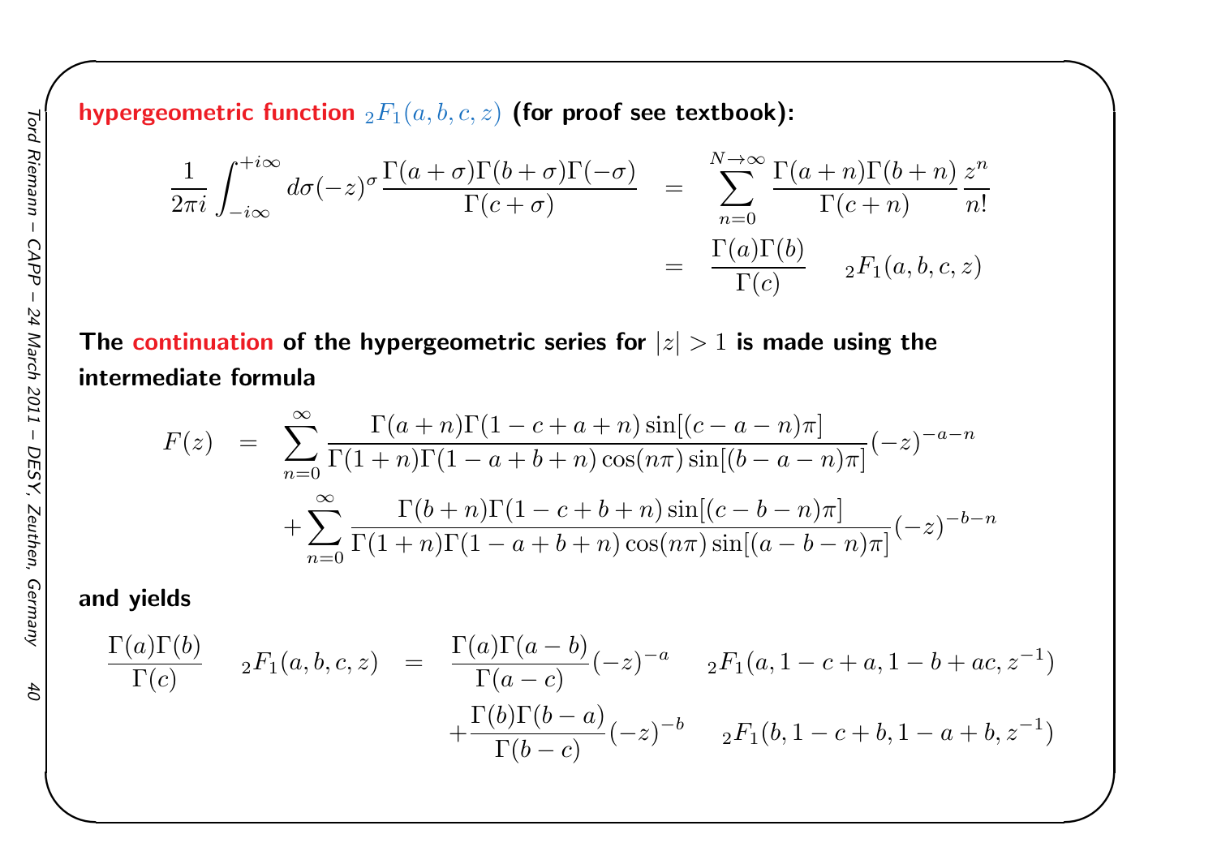**hypergeometric function $_2F_1(a,b,c,z)$ (for proof see textbook):**

$$
\begin{aligned}
\frac{1}{2\pi i}\int_{-i\infty}^{+i\infty} d\sigma (-z)^{\sigma} \frac{\Gamma(a+\sigma)\Gamma(b+\sigma)\Gamma(-\sigma)}{\Gamma(c+\sigma)} &= \sum_{n=0}^{N\to\infty} \frac{\Gamma(a+n)\Gamma(b+n)}{\Gamma(c+n)} \frac{z^n}{n!} \\
&= \frac{\Gamma(a)\Gamma(b)}{\Gamma(c)} \quad {}_2F_1(a,b,c,z)
\end{aligned}
$$

**The continuation of the hypergeometric series for $|z|>1$ is made using the intermediate formula**

$$
\begin{aligned}
F(z) &= \sum_{n=0}^{\infty} \frac{\Gamma(a+n)\Gamma(1-c+a+n)\sin[(c-a-n)\pi]}{\Gamma(1+n)\Gamma(1-a+b+n)\cos(n\pi)\sin[(b-a-n)\pi]}(-z)^{-a-n} \\
&\quad + \sum_{n=0}^{\infty} \frac{\Gamma(b+n)\Gamma(1-c+b+n)\sin[(c-b-n)\pi]}{\Gamma(1+n)\Gamma(1-a+b+n)\cos(n\pi)\sin[(a-b-n)\pi]}(-z)^{-b-n}
\end{aligned}
$$

**and yields**

$$
\begin{aligned}
\frac{\Gamma(a)\Gamma(b)}{\Gamma(c)} \quad {}_2F_1(a,b,c,z) &= \frac{\Gamma(a)\Gamma(a-b)}{\Gamma(a-c)}(-z)^{-a} \quad {}_2F_1(a,1-c+a,1-b+ac,z^{-1}) \\
&\quad + \frac{\Gamma(b)\Gamma(b-a)}{\Gamma(b-c)}(-z)^{-b} \quad {}_2F_1(b,1-c+b,1-a+b,z^{-1})
\end{aligned}
$$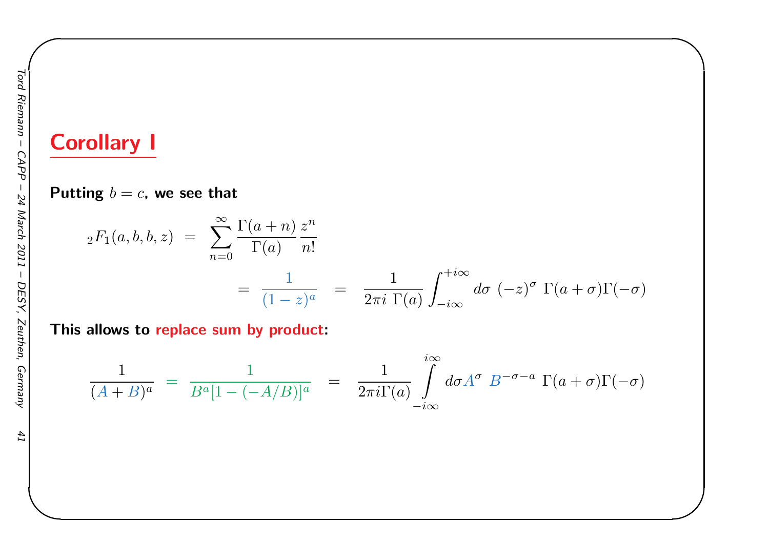## Corollary I

**Putting $b = c$, we see that**

$$
{}_2F_1(a,b,b,z) \;=\; \sum_{n=0}^{\infty} \frac{\Gamma(a+n)}{\Gamma(a)} \frac{z^n}{n!}
$$

$$
= \frac{1}{(1-z)^a} \quad = \quad \frac{1}{2\pi i \; \Gamma(a)} \int_{-i\infty}^{+i\infty} d\sigma \; (-z)^{\sigma} \; \Gamma(a+\sigma)\Gamma(-\sigma)
$$

**This allows to replace sum by product:**

$$
\frac{1}{(A+B)^a} \;=\; \frac{1}{B^a[1-(-A/B)]^a} \quad = \quad \frac{1}{2\pi i \Gamma(a)} \int_{-i\infty}^{i\infty} d\sigma A^{\sigma} \; B^{-\sigma-a} \; \Gamma(a+\sigma)\Gamma(-\sigma)
$$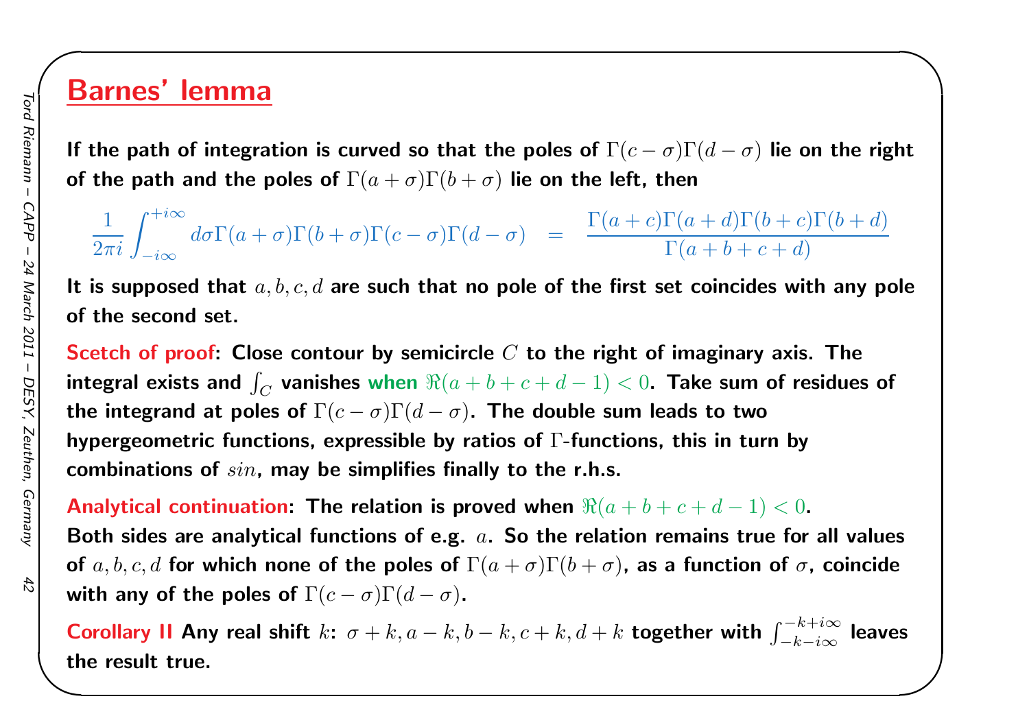# Barnes' lemma

**If the path of integration is curved so that the poles of $\Gamma(c-\sigma)\Gamma(d-\sigma)$ lie on the right of the path and the poles of $\Gamma(a+\sigma)\Gamma(b+\sigma)$ lie on the left, then**

$$\frac{1}{2\pi i}\int_{-i\infty}^{+i\infty} d\sigma \Gamma(a+\sigma)\Gamma(b+\sigma)\Gamma(c-\sigma)\Gamma(d-\sigma) \quad = \quad \frac{\Gamma(a+c)\Gamma(a+d)\Gamma(b+c)\Gamma(b+d)}{\Gamma(a+b+c+d)}$$

**It is supposed that $a, b, c, d$ are such that no pole of the first set coincides with any pole of the second set.**

**Scetch of proof: Close contour by semicircle $C$ to the right of imaginary axis. The integral exists and $\int_C$ vanishes when $\Re(a+b+c+d-1)<0$. Take sum of residues of the integrand at poles of $\Gamma(c-\sigma)\Gamma(d-\sigma)$. The double sum leads to two hypergeometric functions, expressible by ratios of $\Gamma$-functions, this in turn by combinations of $sin$, may be simplifies finally to the r.h.s.**

**Analytical continuation: The relation is proved when $\Re(a+b+c+d-1)<0$. Both sides are analytical functions of e.g. $a$. So the relation remains true for all values of $a, b, c, d$ for which none of the poles of $\Gamma(a+\sigma)\Gamma(b+\sigma)$, as a function of $\sigma$, coincide with any of the poles of $\Gamma(c-\sigma)\Gamma(d-\sigma)$.**

**Corollary II Any real shift $k$: $\sigma+k, a-k, b-k, c+k, d+k$ together with $\int_{-k-i\infty}^{-k+i\infty}$ leaves the result true.**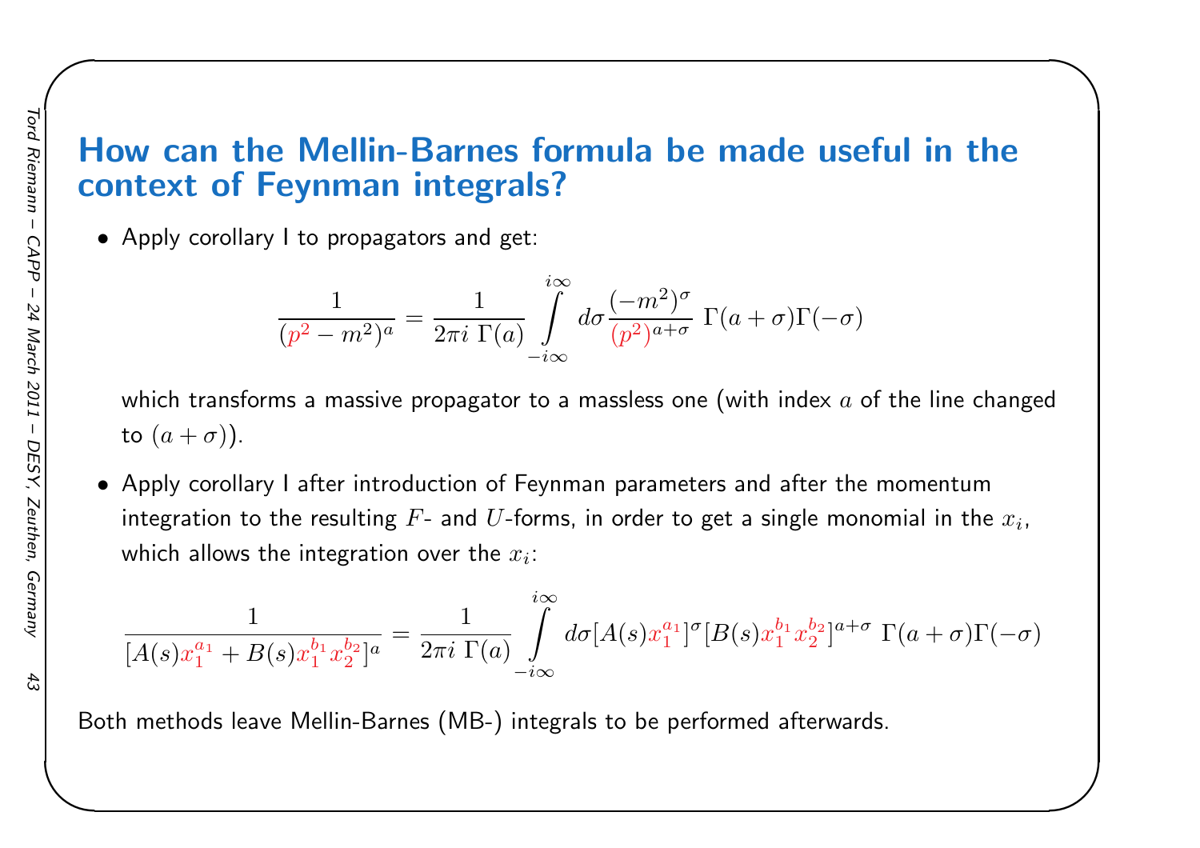# How can the Mellin-Barnes formula be made useful in the context of Feynman integrals?

- Apply corollary I to propagators and get:

$$\frac{1}{(p^2-m^2)^a} = \frac{1}{2\pi i\ \Gamma(a)} \int\limits_{-i\infty}^{i\infty} d\sigma \frac{(-m^2)^\sigma}{(p^2)^{a+\sigma}}\ \Gamma(a+\sigma)\Gamma(-\sigma)$$

  which transforms a massive propagator to a massless one (with index $a$ of the line changed to $(a+\sigma)$).

- Apply corollary I after introduction of Feynman parameters and after the momentum integration to the resulting $F$- and $U$-forms, in order to get a single monomial in the $x_i$, which allows the integration over the $x_i$:

$$\frac{1}{[A(s)x_1^{a_1} + B(s)x_1^{b_1}x_2^{b_2}]^a} = \frac{1}{2\pi i\ \Gamma(a)} \int\limits_{-i\infty}^{i\infty} d\sigma [A(s)x_1^{a_1}]^\sigma [B(s)x_1^{b_1}x_2^{b_2}]^{a+\sigma}\ \Gamma(a+\sigma)\Gamma(-\sigma)$$

Both methods leave Mellin-Barnes (MB-) integrals to be performed afterwards.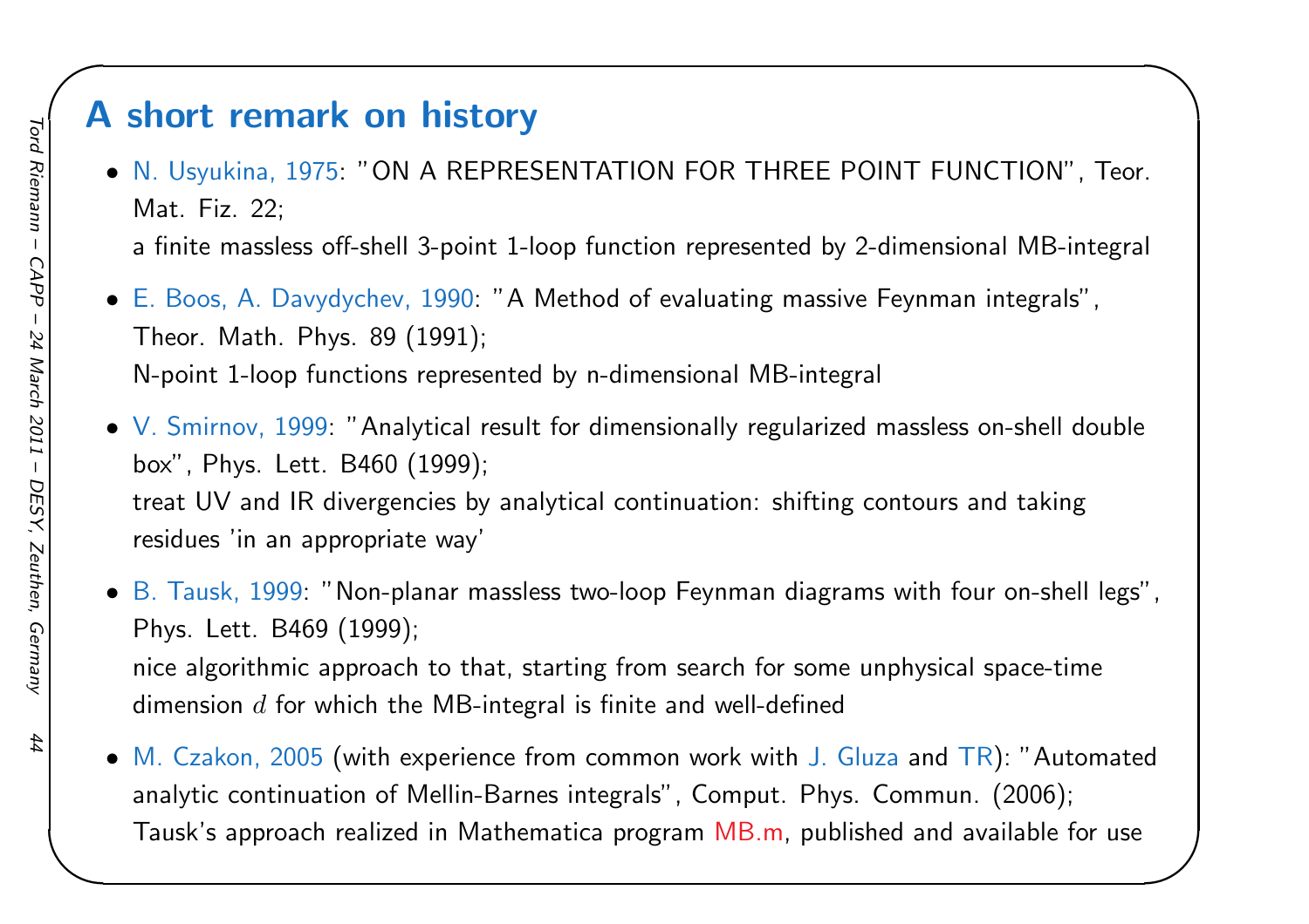# A short remark on history

- N. Usyukina, 1975: "ON A REPRESENTATION FOR THREE POINT FUNCTION", Teor. Mat. Fiz. 22;
  a finite massless off-shell 3-point 1-loop function represented by 2-dimensional MB-integral
- E. Boos, A. Davydychev, 1990: "A Method of evaluating massive Feynman integrals", Theor. Math. Phys. 89 (1991);
  N-point 1-loop functions represented by n-dimensional MB-integral
- V. Smirnov, 1999: "Analytical result for dimensionally regularized massless on-shell double box", Phys. Lett. B460 (1999);
  treat UV and IR divergencies by analytical continuation: shifting contours and taking residues 'in an appropriate way'
- B. Tausk, 1999: "Non-planar massless two-loop Feynman diagrams with four on-shell legs", Phys. Lett. B469 (1999);
  nice algorithmic approach to that, starting from search for some unphysical space-time dimension $d$ for which the MB-integral is finite and well-defined
- M. Czakon, 2005 (with experience from common work with J. Gluza and TR): "Automated analytic continuation of Mellin-Barnes integrals", Comput. Phys. Commun. (2006);
  Tausk's approach realized in Mathematica program MB.m, published and available for use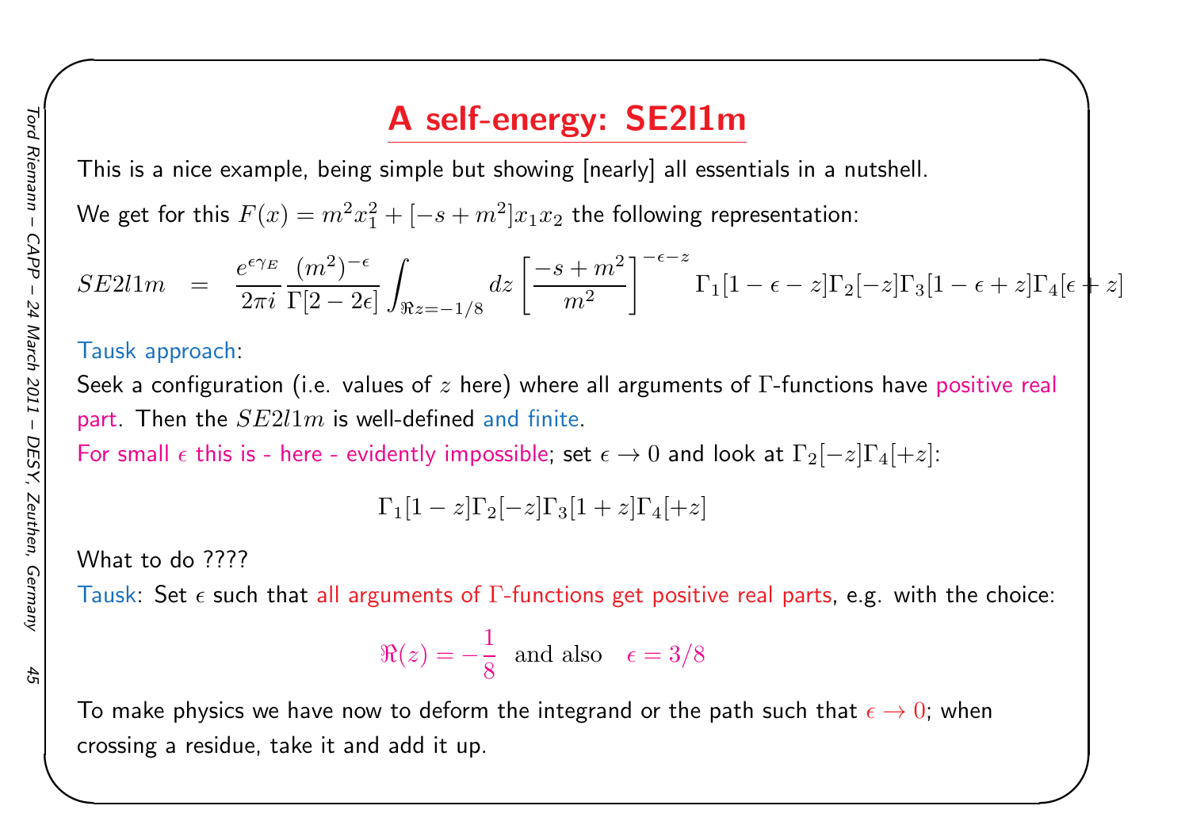# A self-energy: SE2l1m

This is a nice example, being simple but showing [nearly] all essentials in a nutshell.

We get for this $F(x) = m^2 x_1^2 + [-s + m^2] x_1 x_2$ the following representation:

$$SE2l1m = \frac{e^{\epsilon \gamma_E}}{2\pi i} \frac{(m^2)^{-\epsilon}}{\Gamma[2-2\epsilon]} \int_{\Re z = -1/8} dz \left[\frac{-s+m^2}{m^2}\right]^{-\epsilon - z} \Gamma_1[1-\epsilon-z]\Gamma_2[-z]\Gamma_3[1-\epsilon+z]\Gamma_4[\epsilon+z]$$

Tausk approach:

Seek a configuration (i.e. values of $z$ here) where all arguments of $\Gamma$-functions have positive real part. Then the $SE2l1m$ is well-defined and finite.

For small $\epsilon$ this is - here - evidently impossible; set $\epsilon \to 0$ and look at $\Gamma_2[-z]\Gamma_4[+z]$:

$$\Gamma_1[1-z]\Gamma_2[-z]\Gamma_3[1+z]\Gamma_4[+z]$$

What to do ????

Tausk: Set $\epsilon$ such that all arguments of $\Gamma$-functions get positive real parts, e.g. with the choice:

$$\Re(z) = -\frac{1}{8} \quad \text{and also} \quad \epsilon = 3/8$$

To make physics we have now to deform the integrand or the path such that $\epsilon \to 0$; when crossing a residue, take it and add it up.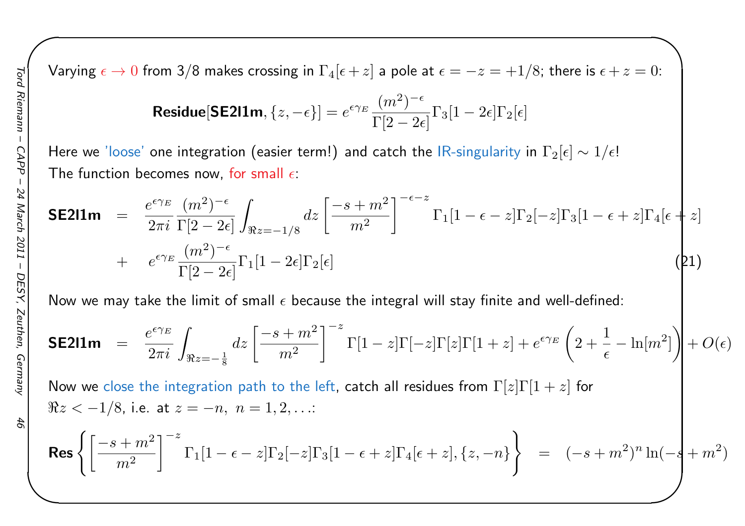Varying $\epsilon \to 0$ from 3/8 makes crossing in $\Gamma_4[\epsilon + z]$ a pole at $\epsilon = -z = +1/8$; there is $\epsilon + z = 0$:

$$\textbf{Residue}[\textbf{SE2l1m}, \{z, -\epsilon\}] = e^{\epsilon \gamma_E} \frac{(m^2)^{-\epsilon}}{\Gamma[2-2\epsilon]} \Gamma_3[1-2\epsilon]\Gamma_2[\epsilon]$$

Here we 'loose' one integration (easier term!) and catch the IR-singularity in $\Gamma_2[\epsilon] \sim 1/\epsilon$!
The function becomes now, for small $\epsilon$:

$$\begin{aligned}
\textbf{SE2l1m} &= \frac{e^{\epsilon \gamma_E}}{2\pi i} \frac{(m^2)^{-\epsilon}}{\Gamma[2-2\epsilon]} \int_{\Re z = -1/8} dz \left[\frac{-s+m^2}{m^2}\right]^{-\epsilon - z} \Gamma_1[1-\epsilon-z]\Gamma_2[-z]\Gamma_3[1-\epsilon+z]\Gamma_4[\epsilon+z] \\
&+ \quad e^{\epsilon \gamma_E} \frac{(m^2)^{-\epsilon}}{\Gamma[2-2\epsilon]} \Gamma_1[1-2\epsilon]\Gamma_2[\epsilon]
\end{aligned} \tag{21}$$

Now we may take the limit of small $\epsilon$ because the integral will stay finite and well-defined:

$$\textbf{SE2l1m} = \frac{e^{\epsilon \gamma_E}}{2\pi i} \int_{\Re z = -\frac{1}{8}} dz \left[\frac{-s+m^2}{m^2}\right]^{-z} \Gamma[1-z]\Gamma[-z]\Gamma[z]\Gamma[1+z] + e^{\epsilon \gamma_E} \left(2 + \frac{1}{\epsilon} - \ln[m^2]\right) + O(\epsilon)$$

Now we close the integration path to the left, catch all residues from $\Gamma[z]\Gamma[1+z]$ for $\Re z < -1/8$, i.e. at $z = -n,\ n = 1, 2, \ldots$:

$$\textbf{Res}\left\{\left[\frac{-s+m^2}{m^2}\right]^{-z} \Gamma_1[1-\epsilon-z]\Gamma_2[-z]\Gamma_3[1-\epsilon+z]\Gamma_4[\epsilon+z], \{z, -n\}\right\} = (-s+m^2)^n \ln(-s+m^2)$$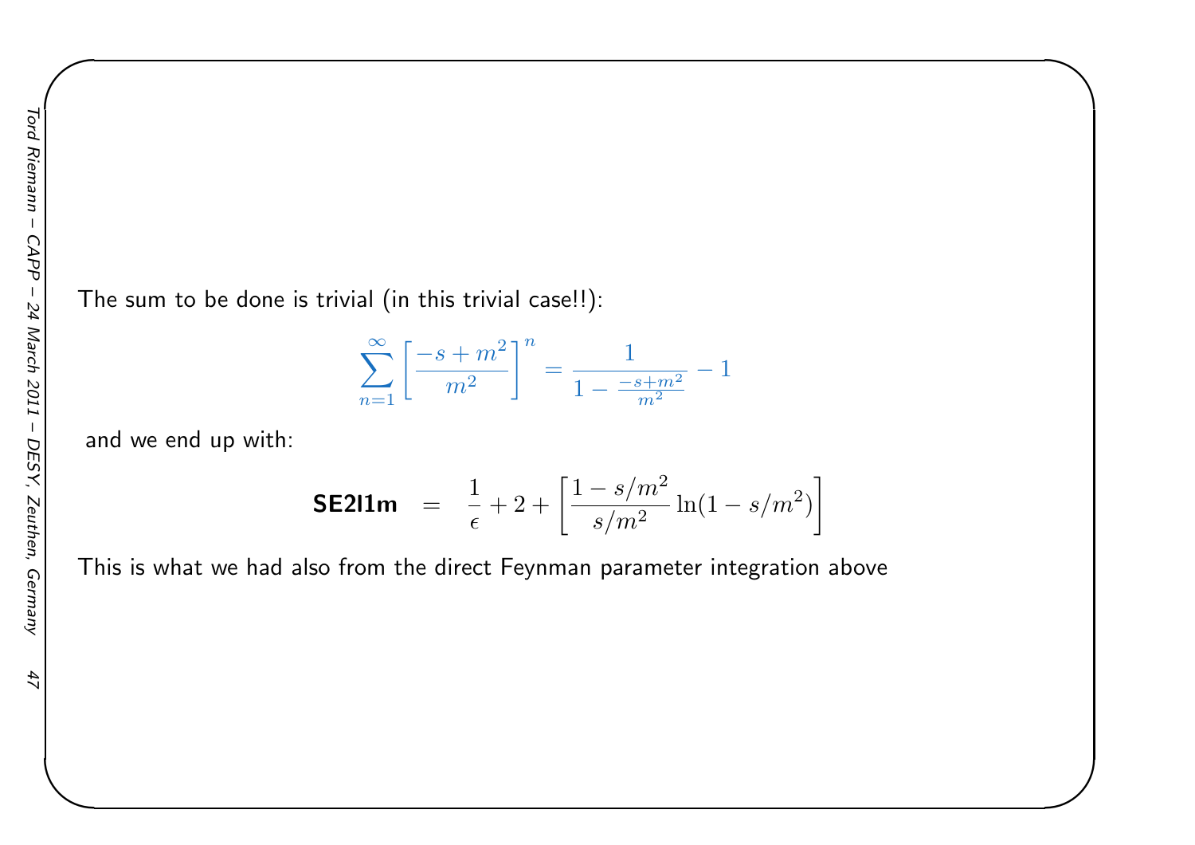The sum to be done is trivial (in this trivial case!!):

$$\sum_{n=1}^{\infty} \left[\frac{-s+m^2}{m^2}\right]^n = \frac{1}{1-\frac{-s+m^2}{m^2}} - 1$$

and we end up with:

$$\textbf{SE2l1m} \;\; = \;\; \frac{1}{\epsilon} + 2 + \left[\frac{1-s/m^2}{s/m^2}\ln(1-s/m^2)\right]$$

This is what we had also from the direct Feynman parameter integration above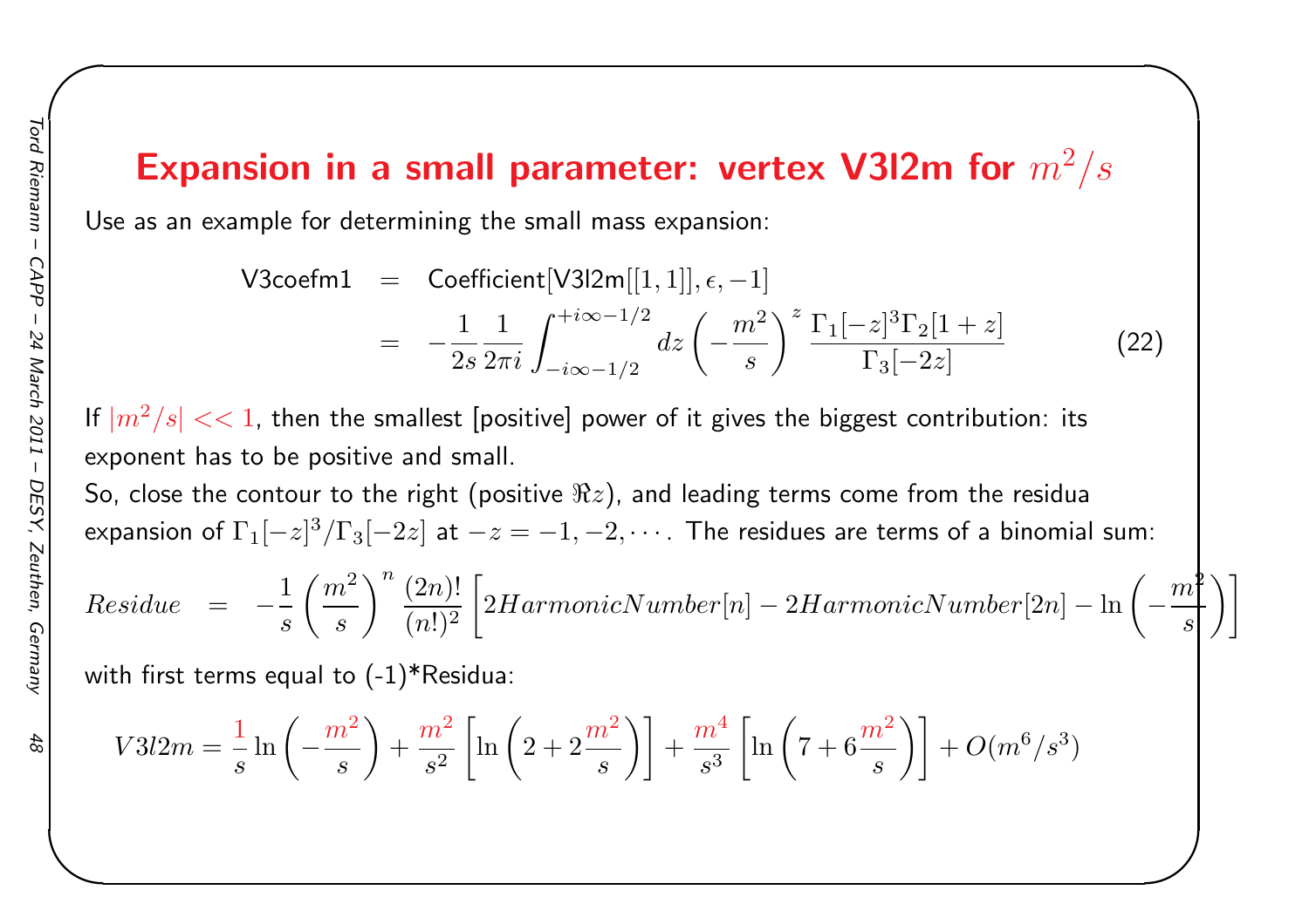# Expansion in a small parameter: vertex V3l2m for $m^2/s$

Use as an example for determining the small mass expansion:

$$
\begin{aligned}
\text{V3coefm1} &= \text{Coefficient}[\text{V3l2m}[[1,1]], \epsilon, -1] \\
&= -\frac{1}{2s}\frac{1}{2\pi i}\int_{-i\infty-1/2}^{+i\infty-1/2} dz \left(-\frac{m^2}{s}\right)^z \frac{\Gamma_1[-z]^3\Gamma_2[1+z]}{\Gamma_3[-2z]}
\end{aligned}
\qquad (22)
$$

If $|m^2/s| << 1$, then the smallest [positive] power of it gives the biggest contribution: its exponent has to be positive and small.
So, close the contour to the right (positive $\Re z$), and leading terms come from the residua expansion of $\Gamma_1[-z]^3/\Gamma_3[-2z]$ at $-z = -1, -2, \cdots$. The residues are terms of a binomial sum:

$$
Residue \;=\; -\frac{1}{s}\left(\frac{m^2}{s}\right)^n \frac{(2n)!}{(n!)^2}\left[2HarmonicNumber[n] - 2HarmonicNumber[2n] - \ln\left(-\frac{m^2}{s}\right)\right]
$$

with first terms equal to (-1)*Residua:

$$
V3l2m = \frac{1}{s}\ln\left(-\frac{m^2}{s}\right) + \frac{m^2}{s^2}\left[\ln\left(2+2\frac{m^2}{s}\right)\right] + \frac{m^4}{s^3}\left[\ln\left(7+6\frac{m^2}{s}\right)\right] + O(m^6/s^3)
$$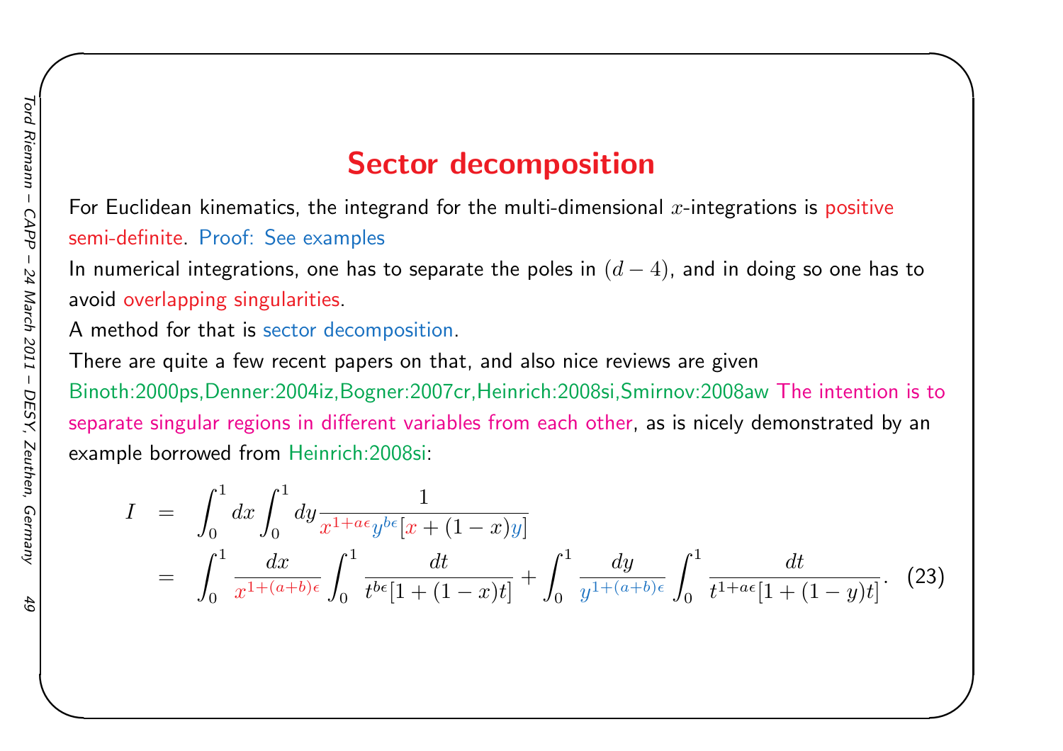# Sector decomposition

For Euclidean kinematics, the integrand for the multi-dimensional $x$-integrations is positive semi-definite. Proof: See examples

In numerical integrations, one has to separate the poles in $(d-4)$, and in doing so one has to avoid overlapping singularities.

A method for that is sector decomposition.

There are quite a few recent papers on that, and also nice reviews are given Binoth:2000ps,Denner:2004iz,Bogner:2007cr,Heinrich:2008si,Smirnov:2008aw The intention is to separate singular regions in different variables from each other, as is nicely demonstrated by an example borrowed from Heinrich:2008si:

$$
\begin{aligned}
I &= \int_0^1 dx \int_0^1 dy \frac{1}{x^{1+a\epsilon} y^{b\epsilon} [x + (1-x)y]} \\
&= \int_0^1 \frac{dx}{x^{1+(a+b)\epsilon}} \int_0^1 \frac{dt}{t^{b\epsilon}[1+(1-x)t]} + \int_0^1 \frac{dy}{y^{1+(a+b)\epsilon}} \int_0^1 \frac{dt}{t^{1+a\epsilon}[1+(1-y)t]}. \qquad (23)
\end{aligned}
$$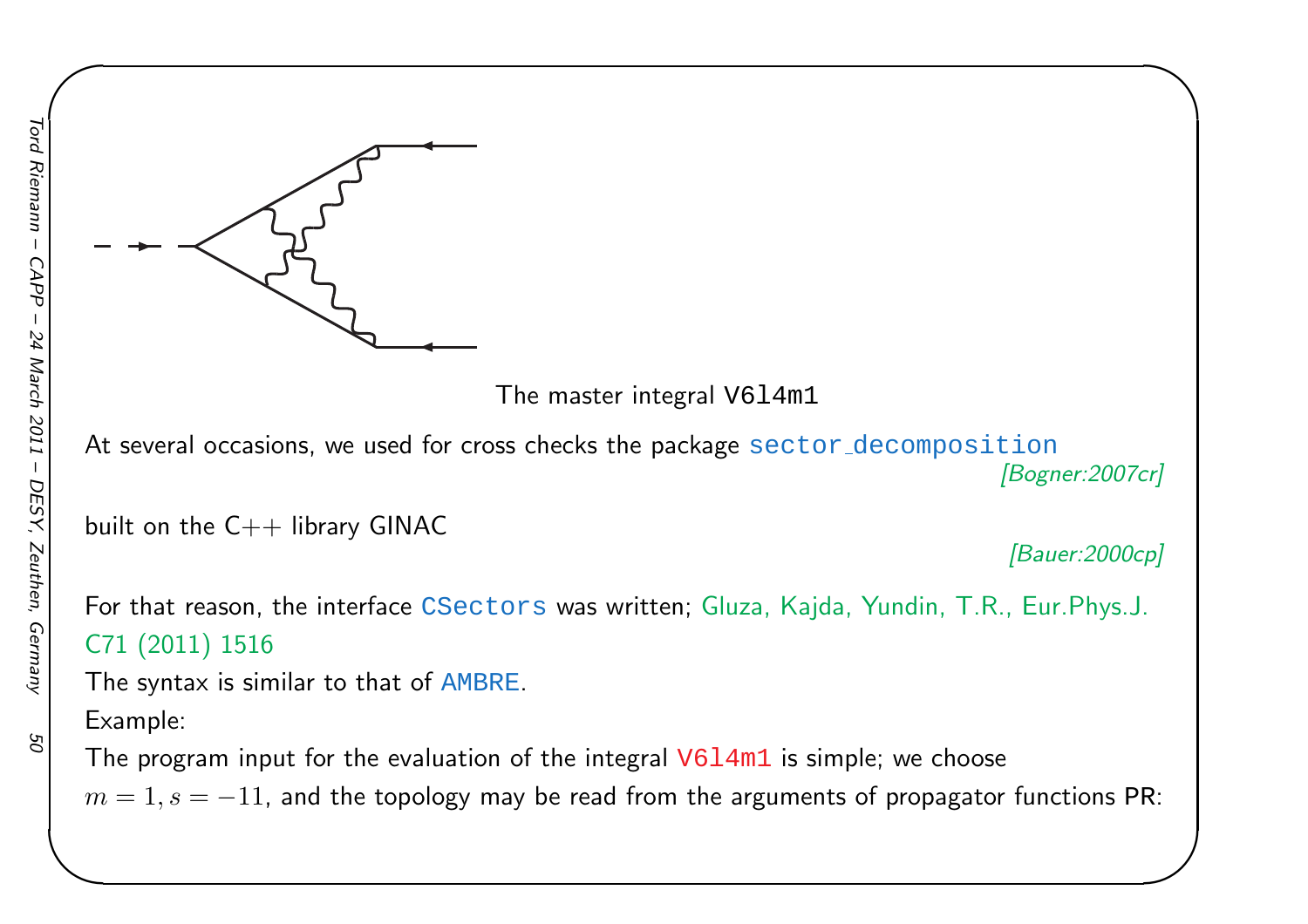The master integral V6l4m1

At several occasions, we used for cross checks the package sector_decomposition [Bogner:2007cr]

built on the C++ library GINAC [Bauer:2000cp]

For that reason, the interface CSectors was written; Gluza, Kajda, Yundin, T.R., Eur.Phys.J. C71 (2011) 1516

The syntax is similar to that of AMBRE.

Example:

The program input for the evaluation of the integral V6l4m1 is simple; we choose $m = 1, s = -11$, and the topology may be read from the arguments of propagator functions PR: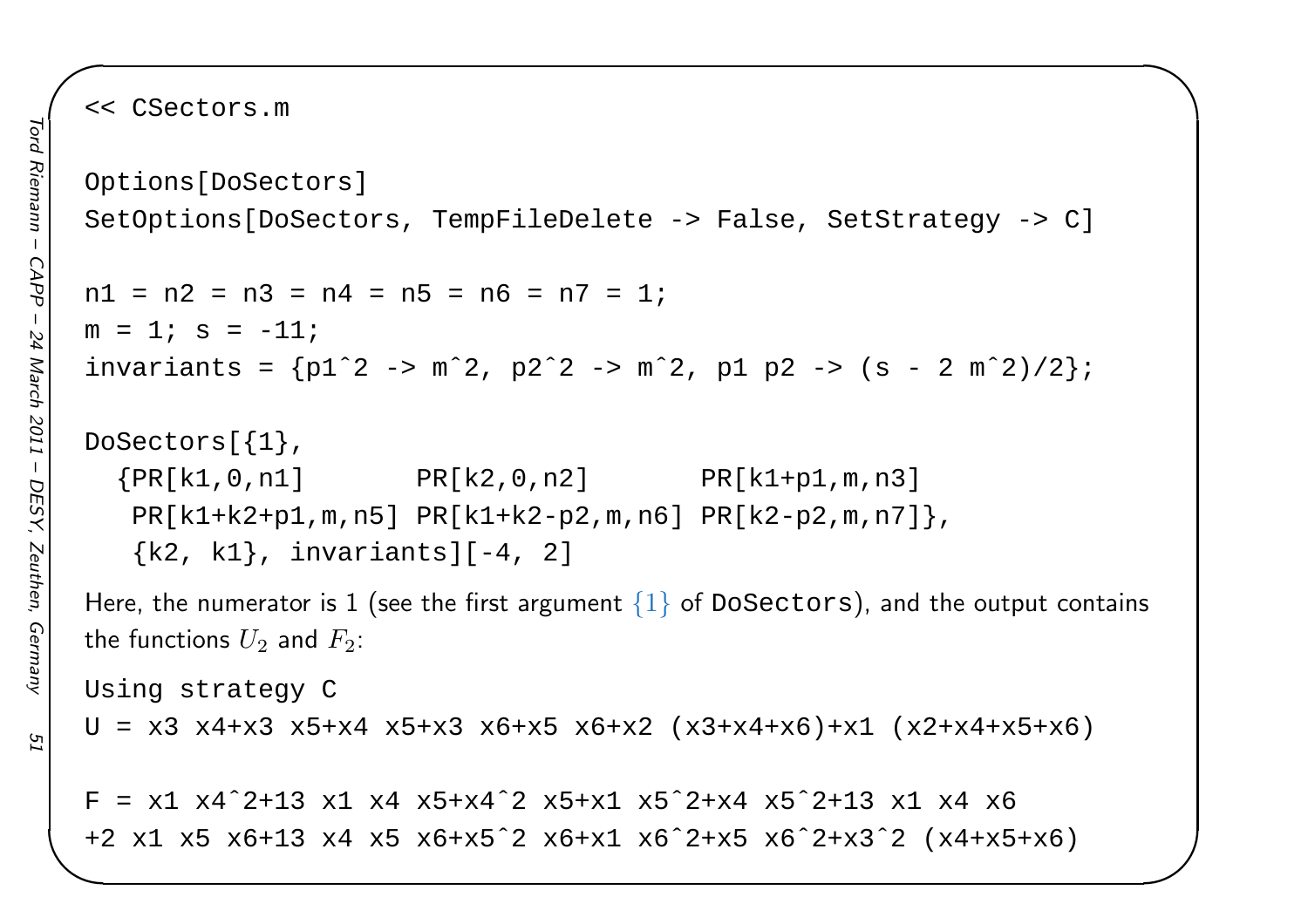```
<< CSectors.m

Options[DoSectors]
SetOptions[DoSectors, TempFileDelete -> False, SetStrategy -> C]

n1 = n2 = n3 = n4 = n5 = n6 = n7 = 1;
m = 1; s = -11;
invariants = {p1^2 -> m^2, p2^2 -> m^2, p1 p2 -> (s - 2 m^2)/2};

DoSectors[{1},
  {PR[k1,0,n1]       PR[k2,0,n2]       PR[k1+p1,m,n3]
   PR[k1+k2+p1,m,n5] PR[k1+k2-p2,m,n6] PR[k2-p2,m,n7]},
   {k2, k1}, invariants][-4, 2]
```

Here, the numerator is 1 (see the first argument $\{1\}$ of `DoSectors`), and the output contains the functions $U_2$ and $F_2$:

```
Using strategy C
U = x3 x4+x3 x5+x4 x5+x3 x6+x5 x6+x2 (x3+x4+x6)+x1 (x2+x4+x5+x6)

F = x1 x4^2+13 x1 x4 x5+x4^2 x5+x1 x5^2+x4 x5^2+13 x1 x4 x6
+2 x1 x5 x6+13 x4 x5 x6+x5^2 x6+x1 x6^2+x5 x6^2+x3^2 (x4+x5+x6)
```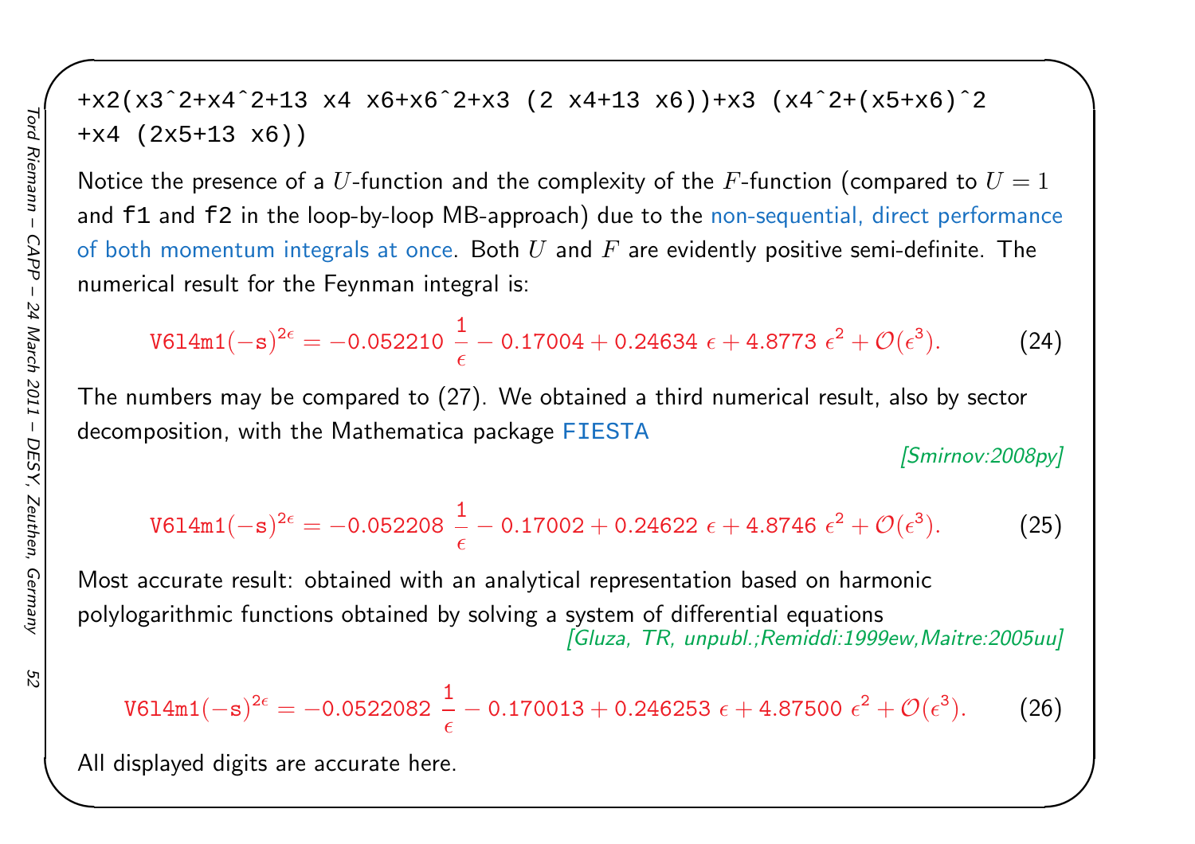```
+x2(x3^2+x4^2+13 x4 x6+x6^2+x3 (2 x4+13 x6))+x3 (x4^2+(x5+x6)^2
+x4 (2x5+13 x6))
```

Notice the presence of a $U$-function and the complexity of the $F$-function (compared to $U = 1$ and `f1` and `f2` in the loop-by-loop MB-approach) due to the non-sequential, direct performance of both momentum integrals at once. Both $U$ and $F$ are evidently positive semi-definite. The numerical result for the Feynman integral is:

$$\texttt{V6l4m1}(-\texttt{s})^{2\epsilon} = -0.052210 \ \frac{1}{\epsilon} - 0.17004 + 0.24634 \ \epsilon + 4.8773 \ \epsilon^2 + \mathcal{O}(\epsilon^3). \tag{24}$$

The numbers may be compared to (27). We obtained a third numerical result, also by sector decomposition, with the Mathematica package `FIESTA`

[Smirnov:2008py]

$$\texttt{V6l4m1}(-\texttt{s})^{2\epsilon} = -0.052208 \ \frac{1}{\epsilon} - 0.17002 + 0.24622 \ \epsilon + 4.8746 \ \epsilon^2 + \mathcal{O}(\epsilon^3). \tag{25}$$

Most accurate result: obtained with an analytical representation based on harmonic polylogarithmic functions obtained by solving a system of differential equations

[Gluza, TR, unpubl.;Remiddi:1999ew,Maitre:2005uu]

$$\texttt{V6l4m1}(-\texttt{s})^{2\epsilon} = -0.0522082 \ \frac{1}{\epsilon} - 0.170013 + 0.246253 \ \epsilon + 4.87500 \ \epsilon^2 + \mathcal{O}(\epsilon^3). \tag{26}$$

All displayed digits are accurate here.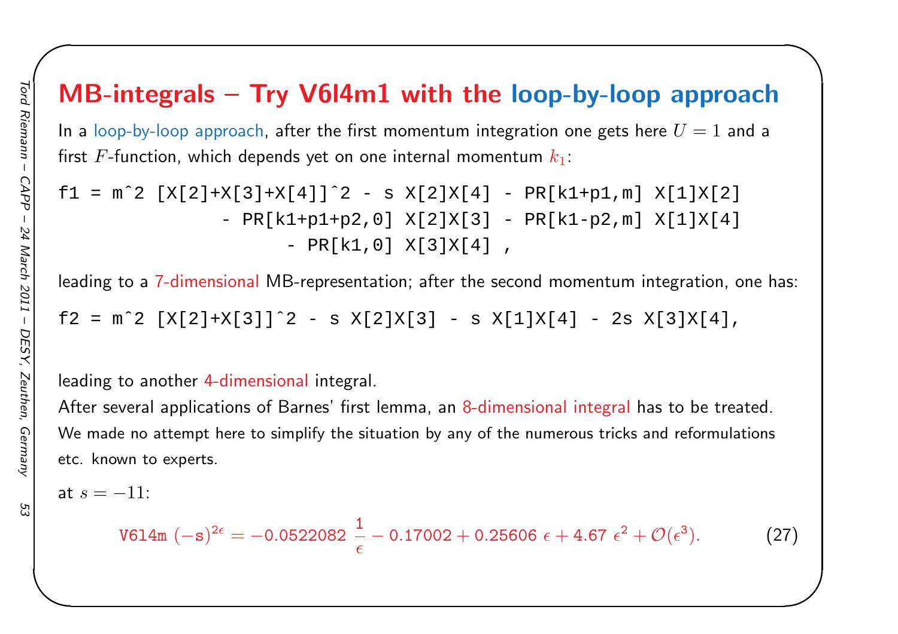# MB-integrals – Try V6l4m1 with the loop-by-loop approach

In a loop-by-loop approach, after the first momentum integration one gets here $U = 1$ and a first $F$-function, which depends yet on one internal momentum $k_1$:

```
f1 = m^2 [X[2]+X[3]+X[4]]^2 - s X[2]X[4] - PR[k1+p1,m] X[1]X[2]
              - PR[k1+p1+p2,0] X[2]X[3] - PR[k1-p2,m] X[1]X[4]
                    - PR[k1,0] X[3]X[4] ,
```

leading to a 7-dimensional MB-representation; after the second momentum integration, one has:

```
f2 = m^2 [X[2]+X[3]]^2 - s X[2]X[3] - s X[1]X[4] - 2s X[3]X[4],
```

leading to another 4-dimensional integral.

After several applications of Barnes' first lemma, an 8-dimensional integral has to be treated.

We made no attempt here to simplify the situation by any of the numerous tricks and reformulations etc. known to experts.

at $s = -11$:

$$\texttt{V6l4m}\ (-\mathrm{s})^{2\epsilon} = -0.0522082\ \frac{1}{\epsilon} - 0.17002 + 0.25606\ \epsilon + 4.67\ \epsilon^2 + \mathcal{O}(\epsilon^3). \tag{27}$$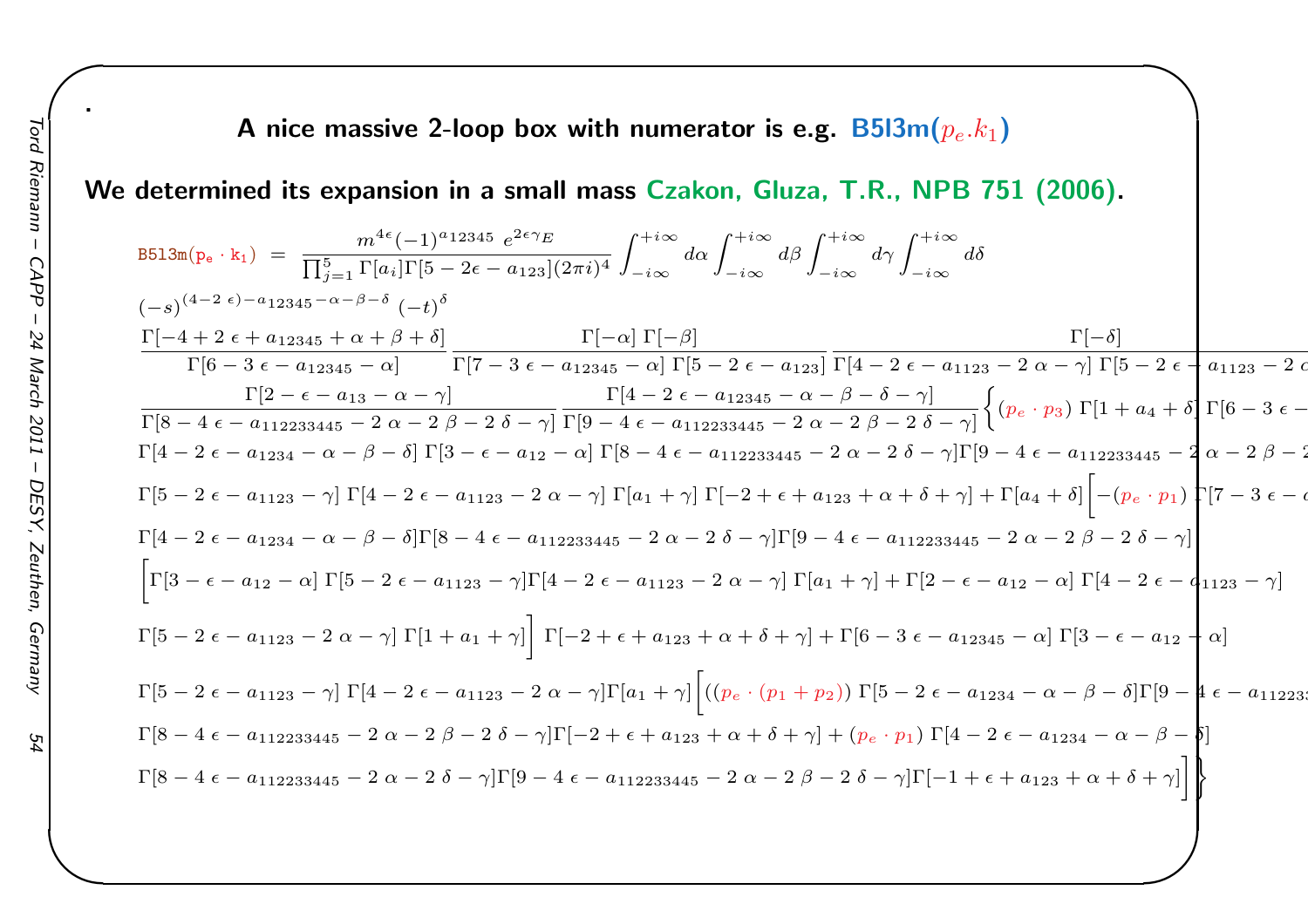.

**A nice massive 2-loop box with numerator is e.g. B5l3m($p_e.k_1$)**

**We determined its expansion in a small mass Czakon, Gluza, T.R., NPB 751 (2006).**

$$\texttt{B5l3m}(p_e\cdot k_1) \;=\; \frac{m^{4\epsilon}(-1)^{a_{12345}}\; e^{2\epsilon\gamma_E}}{\prod_{j=1}^{5}\Gamma[a_i]\Gamma[5-2\epsilon-a_{123}](2\pi i)^4}\int_{-i\infty}^{+i\infty}d\alpha\int_{-i\infty}^{+i\infty}d\beta\int_{-i\infty}^{+i\infty}d\gamma\int_{-i\infty}^{+i\infty}d\delta$$

$$(-s)^{(4-2\,\epsilon)-a_{12345}-\alpha-\beta-\delta}\;(-t)^{\delta}$$

$$\frac{\Gamma[-4+2\,\epsilon+a_{12345}+\alpha+\beta+\delta]}{\Gamma[6-3\,\epsilon-a_{12345}-\alpha]}\frac{\Gamma[-\alpha]\;\Gamma[-\beta]}{\Gamma[7-3\,\epsilon-a_{12345}-\alpha]\;\Gamma[5-2\,\epsilon-a_{123}]}\frac{\Gamma[-\delta]}{\Gamma[4-2\,\epsilon-a_{1123}-2\,\alpha-\gamma]\;\Gamma[5-2\,\epsilon-a_{1123}-2\,\alpha\ldots}$$

$$\frac{\Gamma[2-\epsilon-a_{13}-\alpha-\gamma]}{\Gamma[8-4\,\epsilon-a_{112233445}-2\,\alpha-2\,\beta-2\,\delta-\gamma]}\frac{\Gamma[4-2\,\epsilon-a_{12345}-\alpha-\beta-\delta-\gamma]}{\Gamma[9-4\,\epsilon-a_{112233445}-2\,\alpha-2\,\beta-2\,\delta-\gamma]}\Big\{(p_e\cdot p_3)\;\Gamma[1+a_4+\delta]\;\Gamma[6-3\,\epsilon-\ldots$$

$$\Gamma[4-2\,\epsilon-a_{1234}-\alpha-\beta-\delta]\;\Gamma[3-\epsilon-a_{12}-\alpha]\;\Gamma[8-4\,\epsilon-a_{112233445}-2\,\alpha-2\,\delta-\gamma]\Gamma[9-4\,\epsilon-a_{112233445}-2\,\alpha-2\,\beta-2\ldots$$

$$\Gamma[5-2\,\epsilon-a_{1123}-\gamma]\;\Gamma[4-2\,\epsilon-a_{1123}-2\,\alpha-\gamma]\;\Gamma[a_1+\gamma]\;\Gamma[-2+\epsilon+a_{123}+\alpha+\delta+\gamma]+\Gamma[a_4+\delta]\Big[-(p_e\cdot p_1)\;\Gamma[7-3\,\epsilon-\ldots$$

$$\Gamma[4-2\,\epsilon-a_{1234}-\alpha-\beta-\delta]\Gamma[8-4\,\epsilon-a_{112233445}-2\,\alpha-2\,\delta-\gamma]\Gamma[9-4\,\epsilon-a_{112233445}-2\,\alpha-2\,\beta-2\,\delta-\gamma]$$

$$\Big[\Gamma[3-\epsilon-a_{12}-\alpha]\;\Gamma[5-2\,\epsilon-a_{1123}-\gamma]\Gamma[4-2\,\epsilon-a_{1123}-2\,\alpha-\gamma]\;\Gamma[a_1+\gamma]+\Gamma[2-\epsilon-a_{12}-\alpha]\;\Gamma[4-2\,\epsilon-a_{1123}-\gamma]$$

$$\Gamma[5-2\,\epsilon-a_{1123}-2\,\alpha-\gamma]\;\Gamma[1+a_1+\gamma]\Big]\;\Gamma[-2+\epsilon+a_{123}+\alpha+\delta+\gamma]+\Gamma[6-3\,\epsilon-a_{12345}-\alpha]\;\Gamma[3-\epsilon-a_{12}-\alpha]$$

$$\Gamma[5-2\,\epsilon-a_{1123}-\gamma]\;\Gamma[4-2\,\epsilon-a_{1123}-2\,\alpha-\gamma]\Gamma[a_1+\gamma]\Big[((p_e\cdot(p_1+p_2))\;\Gamma[5-2\,\epsilon-a_{1234}-\alpha-\beta-\delta]\Gamma[9-4\,\epsilon-a_{11223\ldots}$$

$$\Gamma[8-4\,\epsilon-a_{112233445}-2\,\alpha-2\,\beta-2\,\delta-\gamma]\Gamma[-2+\epsilon+a_{123}+\alpha+\delta+\gamma]+(p_e\cdot p_1)\;\Gamma[4-2\,\epsilon-a_{1234}-\alpha-\beta-\delta]$$

$$\Gamma[8-4\,\epsilon-a_{112233445}-2\,\alpha-2\,\delta-\gamma]\Gamma[9-4\,\epsilon-a_{112233445}-2\,\alpha-2\,\beta-2\,\delta-\gamma]\Gamma[-1+\epsilon+a_{123}+\alpha+\delta+\gamma]\Big]\Big\}$$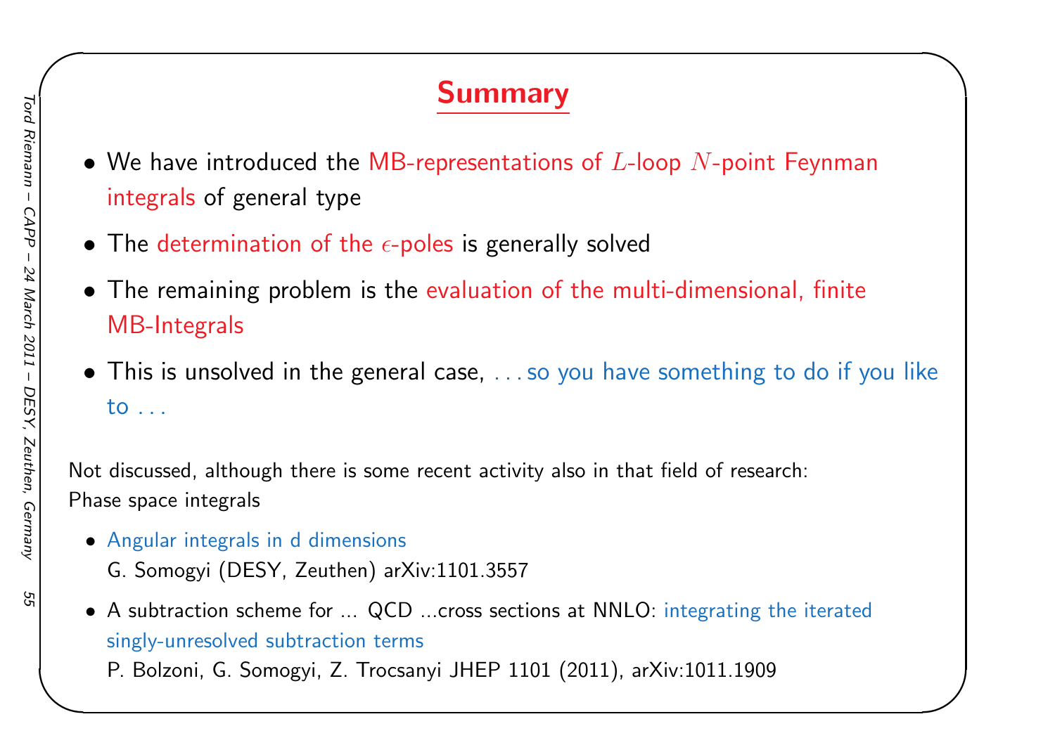# Summary

- We have introduced the MB-representations of $L$-loop $N$-point Feynman integrals of general type
- The determination of the $\epsilon$-poles is generally solved
- The remaining problem is the evaluation of the multi-dimensional, finite MB-Integrals
- This is unsolved in the general case, . . . so you have something to do if you like to . . .

Not discussed, although there is some recent activity also in that field of research:
Phase space integrals

- Angular integrals in d dimensions
  G. Somogyi (DESY, Zeuthen) arXiv:1101.3557
- A subtraction scheme for ... QCD ...cross sections at NNLO: integrating the iterated singly-unresolved subtraction terms
  P. Bolzoni, G. Somogyi, Z. Trocsanyi JHEP 1101 (2011), arXiv:1011.1909